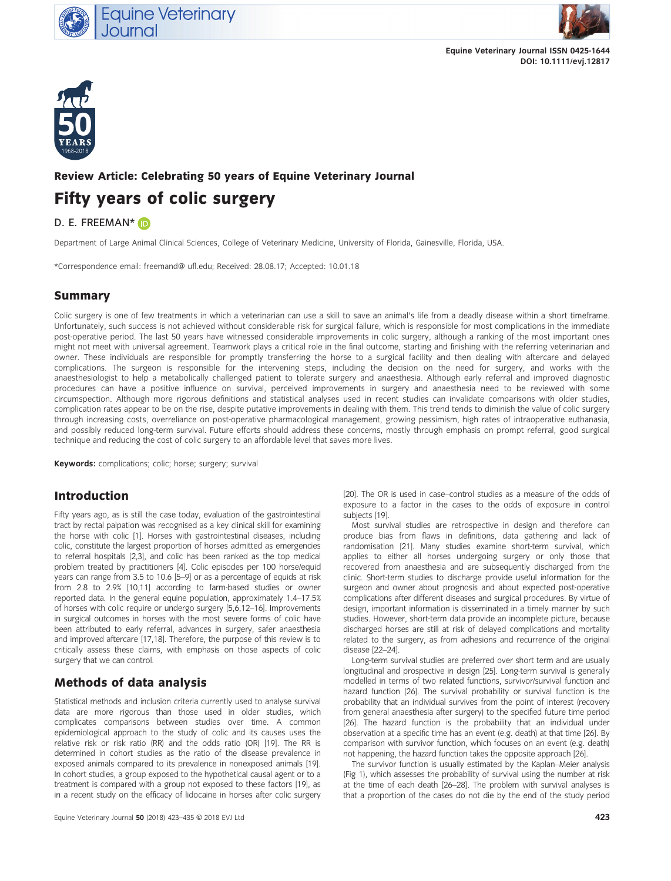Review Article: Celebrating 50 years of Equine Veterinary Journal

# Fifty years of colic surgery

D. E. FREEMAN*

Department of Large Animal Clinical Sciences, College of Veterinary Medicine, University of Florida, Gainesville, Florida, USA.

*Correspondence email: freemand@ ufl.edu; Received: 28.08.17; Accepted: 10.01.18

## Summary

Colic surgery is one of few treatments in which a veterinarian can use a skill to save an animal's life from a deadly disease within a short timeframe. Unfortunately, such success is not achieved without considerable risk for surgical failure, which is responsible for most complications in the immediate post-operative period. The last 50 years have witnessed considerable improvements in colic surgery, although a ranking of the most important ones might not meet with universal agreement. Teamwork plays a critical role in the final outcome, starting and finishing with the referring veterinarian and owner. These individuals are responsible for promptly transferring the horse to a surgical facility and then dealing with aftercare and delayed complications. The surgeon is responsible for the intervening steps, including the decision on the need for surgery, and works with the anaesthesiologist to help a metabolically challenged patient to tolerate surgery and anaesthesia. Although early referral and improved diagnostic procedures can have a positive influence on survival, perceived improvements in surgery and anaesthesia need to be reviewed with some circumspection. Although more rigorous definitions and statistical analyses used in recent studies can invalidate comparisons with older studies, complication rates appear to be on the rise, despite putative improvements in dealing with them. This trend tends to diminish the value of colic surgery through increasing costs, overreliance on post-operative pharmacological management, growing pessimism, high rates of intraoperative euthanasia, and possibly reduced long-term survival. Future efforts should address these concerns, mostly through emphasis on prompt referral, good surgical technique and reducing the cost of colic surgery to an affordable level that saves more lives.

**Keywords:** complications; colic; horse; surgery; survival

## Introduction

Fifty years ago, as is still the case today, evaluation of the gastrointestinal tract by rectal palpation was recognised as a key clinical skill for examining the horse with colic [1]. Horses with gastrointestinal diseases, including colic, constitute the largest proportion of horses admitted as emergencies to referral hospitals [2,3], and colic has been ranked as the top medical problem treated by practitioners [4]. Colic episodes per 100 horse/equid years can range from 3.5 to 10.6 [5–9] or as a percentage of equids at risk from 2.8 to 2.9% [10,11] according to farm-based studies or owner reported data. In the general equine population, approximately 1.4–17.5% of horses with colic require or undergo surgery [5,6,12–16]. Improvements in surgical outcomes in horses with the most severe forms of colic have been attributed to early referral, advances in surgery, safer anaesthesia and improved aftercare [17,18]. Therefore, the purpose of this review is to critically assess these claims, with emphasis on those aspects of colic surgery that we can control.

## Methods of data analysis

Statistical methods and inclusion criteria currently used to analyse survival data are more rigorous than those used in older studies, which complicates comparisons between studies over time. A common epidemiological approach to the study of colic and its causes uses the relative risk or risk ratio (RR) and the odds ratio (OR) [19]. The RR is determined in cohort studies as the ratio of the disease prevalence in exposed animals compared to its prevalence in nonexposed animals [19]. In cohort studies, a group exposed to the hypothetical causal agent or to a treatment is compared with a group not exposed to these factors [19], as in a recent study on the efficacy of lidocaine in horses after colic surgery [20]. The OR is used in case–control studies as a measure of the odds of exposure to a factor in the cases to the odds of exposure in control subjects [19].

Most survival studies are retrospective in design and therefore can produce bias from flaws in definitions, data gathering and lack of randomisation [21]. Many studies examine short-term survival, which applies to either all horses undergoing surgery or only those that recovered from anaesthesia and are subsequently discharged from the clinic. Short-term studies to discharge provide useful information for the surgeon and owner about prognosis and about expected post-operative complications after different diseases and surgical procedures. By virtue of design, important information is disseminated in a timely manner by such studies. However, short-term data provide an incomplete picture, because discharged horses are still at risk of delayed complications and mortality related to the surgery, as from adhesions and recurrence of the original disease [22–24].

Long-term survival studies are preferred over short term and are usually longitudinal and prospective in design [25]. Long-term survival is generally modelled in terms of two related functions, survivor/survival function and hazard function [26]. The survival probability or survival function is the probability that an individual survives from the point of interest (recovery from general anaesthesia after surgery) to the specified future time period [26]. The hazard function is the probability that an individual under observation at a specific time has an event (e.g. death) at that time [26]. By comparison with survivor function, which focuses on an event (e.g. death) not happening, the hazard function takes the opposite approach [26].

The survivor function is usually estimated by the Kaplan–Meier analysis (Fig 1), which assesses the probability of survival using the number at risk at the time of each death [26–28]. The problem with survival analyses is that a proportion of the cases do not die by the end of the study period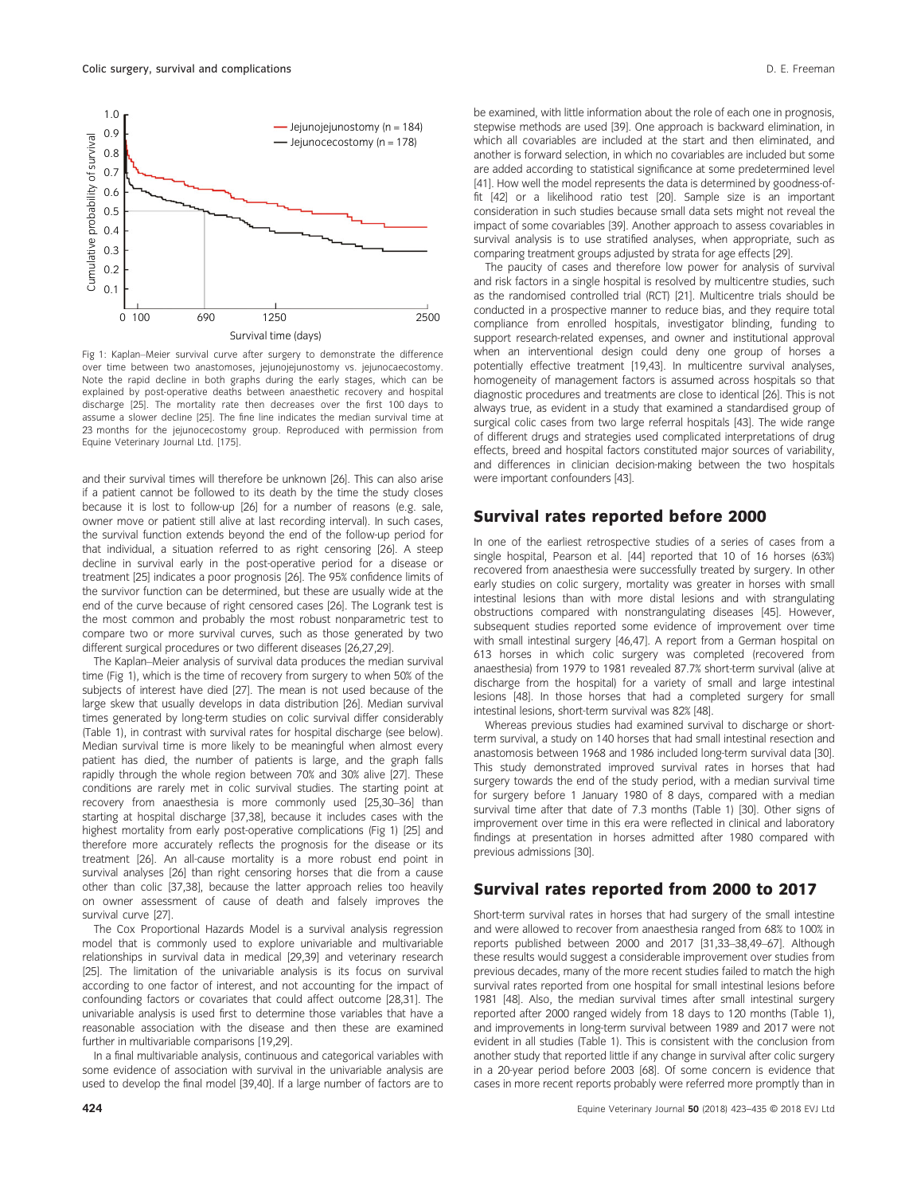Fig 1: Kaplan–Meier survival curve after surgery to demonstrate the difference over time between two anastomoses, jejunojejunostomy vs. jejunocaecostomy. Note the rapid decline in both graphs during the early stages, which can be explained by post-operative deaths between anaesthetic recovery and hospital discharge [25]. The mortality rate then decreases over the first 100 days to assume a slower decline [25]. The fine line indicates the median survival time at 23 months for the jejunocecostomy group. Reproduced with permission from Equine Veterinary Journal Ltd. [175].

and their survival times will therefore be unknown [26]. This can also arise if a patient cannot be followed to its death by the time the study closes because it is lost to follow-up [26] for a number of reasons (e.g. sale, owner move or patient still alive at last recording interval). In such cases, the survival function extends beyond the end of the follow-up period for that individual, a situation referred to as right censoring [26]. A steep decline in survival early in the post-operative period for a disease or treatment [25] indicates a poor prognosis [26]. The 95% confidence limits of the survivor function can be determined, but these are usually wide at the end of the curve because of right censored cases [26]. The Logrank test is the most common and probably the most robust nonparametric test to compare two or more survival curves, such as those generated by two different surgical procedures or two different diseases [26,27,29].

The Kaplan–Meier analysis of survival data produces the median survival time (Fig 1), which is the time of recovery from surgery to when 50% of the subjects of interest have died [27]. The mean is not used because of the large skew that usually develops in data distribution [26]. Median survival times generated by long-term studies on colic survival differ considerably (Table 1), in contrast with survival rates for hospital discharge (see below). Median survival time is more likely to be meaningful when almost every patient has died, the number of patients is large, and the graph falls rapidly through the whole region between 70% and 30% alive [27]. These conditions are rarely met in colic survival studies. The starting point at recovery from anaesthesia is more commonly used [25,30–36] than starting at hospital discharge [37,38], because it includes cases with the highest mortality from early post-operative complications (Fig 1) [25] and therefore more accurately reflects the prognosis for the disease or its treatment [26]. An all-cause mortality is a more robust end point in survival analyses [26] than right censoring horses that die from a cause other than colic [37,38], because the latter approach relies too heavily on owner assessment of cause of death and falsely improves the survival curve [27].

The Cox Proportional Hazards Model is a survival analysis regression model that is commonly used to explore univariable and multivariable relationships in survival data in medical [29,39] and veterinary research [25]. The limitation of the univariable analysis is its focus on survival according to one factor of interest, and not accounting for the impact of confounding factors or covariates that could affect outcome [28,31]. The univariable analysis is used first to determine those variables that have a reasonable association with the disease and then these are examined further in multivariable comparisons [19,29].

In a final multivariable analysis, continuous and categorical variables with some evidence of association with survival in the univariable analysis are used to develop the final model [39,40]. If a large number of factors are to be examined, with little information about the role of each one in prognosis, stepwise methods are used [39]. One approach is backward elimination, in which all covariables are included at the start and then eliminated, and another is forward selection, in which no covariables are included but some are added according to statistical significance at some predetermined level [41]. How well the model represents the data is determined by goodness-of-fit [42] or a likelihood ratio test [20]. Sample size is an important consideration in such studies because small data sets might not reveal the impact of some covariables [39]. Another approach to assess covariables in survival analysis is to use stratified analyses, when appropriate, such as comparing treatment groups adjusted by strata for age effects [29].

The paucity of cases and therefore low power for analysis of survival and risk factors in a single hospital is resolved by multicentre studies, such as the randomised controlled trial (RCT) [21]. Multicentre trials should be conducted in a prospective manner to reduce bias, and they require total compliance from enrolled hospitals, investigator blinding, funding to support research-related expenses, and owner and institutional approval when an interventional design could deny one group of horses a potentially effective treatment [19,43]. In multicentre survival analyses, homogeneity of management factors is assumed across hospitals so that diagnostic procedures and treatments are close to identical [26]. This is not always true, as evident in a study that examined a standardised group of surgical colic cases from two large referral hospitals [43]. The wide range of different drugs and strategies used complicated interpretations of drug effects, breed and hospital factors constituted major sources of variability, and differences in clinician decision-making between the two hospitals were important confounders [43].

## Survival rates reported before 2000

In one of the earliest retrospective studies of a series of cases from a single hospital, Pearson et al. [44] reported that 10 of 16 horses (63%) recovered from anaesthesia were successfully treated by surgery. In other early studies on colic surgery, mortality was greater in horses with small intestinal lesions than with more distal lesions and with strangulating obstructions compared with nonstrangulating diseases [45]. However, subsequent studies reported some evidence of improvement over time with small intestinal surgery [46,47]. A report from a German hospital on 613 horses in which colic surgery was completed (recovered from anaesthesia) from 1979 to 1981 revealed 87.7% short-term survival (alive at discharge from the hospital) for a variety of small and large intestinal lesions [48]. In those horses that had a completed surgery for small intestinal lesions, short-term survival was 82% [48].

Whereas previous studies had examined survival to discharge or short-term survival, a study on 140 horses that had small intestinal resection and anastomosis between 1968 and 1986 included long-term survival data [30]. This study demonstrated improved survival rates in horses that had surgery towards the end of the study period, with a median survival time for surgery before 1 January 1980 of 8 days, compared with a median survival time after that date of 7.3 months (Table 1) [30]. Other signs of improvement over time in this era were reflected in clinical and laboratory findings at presentation in horses admitted after 1980 compared with previous admissions [30].

## Survival rates reported from 2000 to 2017

Short-term survival rates in horses that had surgery of the small intestine and were allowed to recover from anaesthesia ranged from 68% to 100% in reports published between 2000 and 2017 [31,33–38,49–67]. Although these results would suggest a considerable improvement over studies from previous decades, many of the more recent studies failed to match the high survival rates reported from one hospital for small intestinal lesions before 1981 [48]. Also, the median survival times after small intestinal surgery reported after 2000 ranged widely from 18 days to 120 months (Table 1), and improvements in long-term survival between 1989 and 2017 were not evident in all studies (Table 1). This is consistent with the conclusion from another study that reported little if any change in survival after colic surgery in a 20-year period before 2003 [68]. Of some concern is evidence that cases in more recent reports probably were referred more promptly than in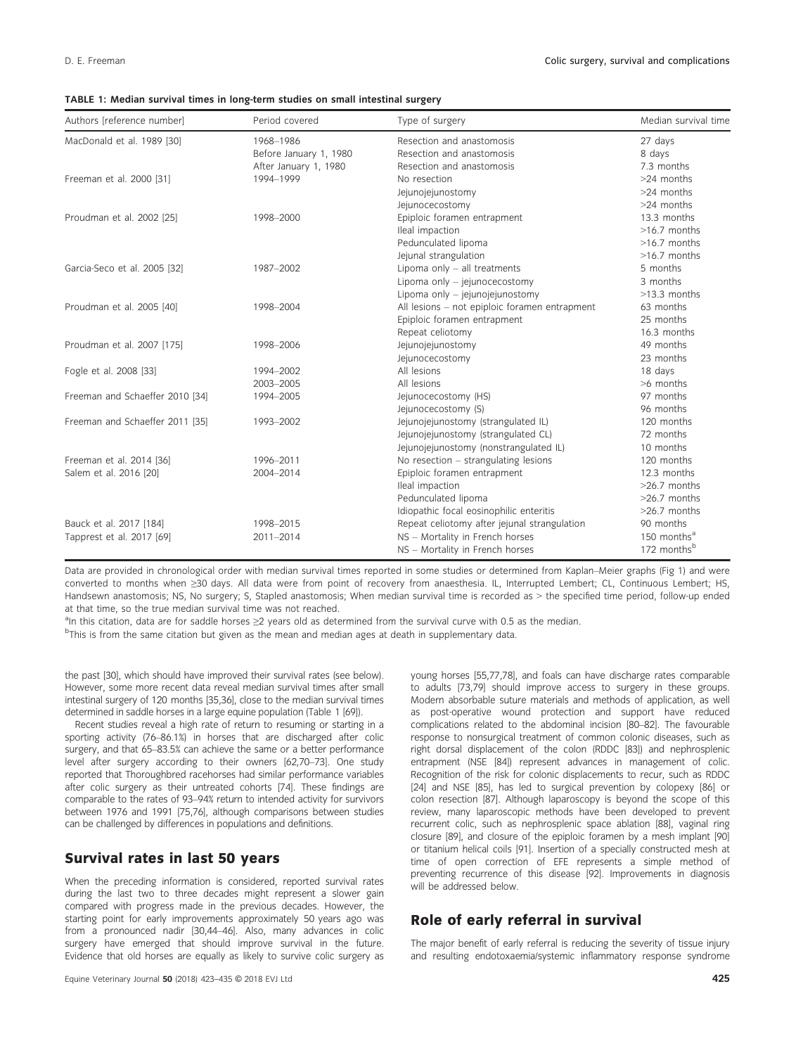**TABLE 1: Median survival times in long-term studies on small intestinal surgery**

| Authors [reference number] | Period covered | Type of surgery | Median survival time |
|---|---|---|---|
| MacDonald et al. 1989 [30] | 1968–1986 | Resection and anastomosis | 27 days |
| | Before January 1, 1980 | Resection and anastomosis | 8 days |
| | After January 1, 1980 | Resection and anastomosis | 7.3 months |
| Freeman et al. 2000 [31] | 1994–1999 | No resection | >24 months |
| | | Jejunojejunostomy | >24 months |
| | | Jejunocecostomy | >24 months |
| Proudman et al. 2002 [25] | 1998–2000 | Epiploic foramen entrapment | 13.3 months |
| | | Ileal impaction | >16.7 months |
| | | Pedunculated lipoma | >16.7 months |
| | | Jejunal strangulation | >16.7 months |
| Garcia-Seco et al. 2005 [32] | 1987–2002 | Lipoma only – all treatments | 5 months |
| | | Lipoma only – jejunocecostomy | 3 months |
| | | Lipoma only – jejunojejunostomy | >13.3 months |
| Proudman et al. 2005 [40] | 1998–2004 | All lesions – not epiploic foramen entrapment | 63 months |
| | | Epiploic foramen entrapment | 25 months |
| | | Repeat celiotomy | 16.3 months |
| Proudman et al. 2007 [175] | 1998–2006 | Jejunojejunostomy | 49 months |
| | | Jejunocecostomy | 23 months |
| Fogle et al. 2008 [33] | 1994–2002 | All lesions | 18 days |
| | 2003–2005 | All lesions | >6 months |
| Freeman and Schaeffer 2010 [34] | 1994–2005 | Jejunocecostomy (HS) | 97 months |
| | | Jejunocecostomy (S) | 96 months |
| Freeman and Schaeffer 2011 [35] | 1993–2002 | Jejunojejunostomy (strangulated IL) | 120 months |
| | | Jejunojejunostomy (strangulated CL) | 72 months |
| | | Jejunojejunostomy (nonstrangulated IL) | 10 months |
| Freeman et al. 2014 [36] | 1996–2011 | No resection – strangulating lesions | 120 months |
| Salem et al. 2016 [20] | 2004–2014 | Epiploic foramen entrapment | 12.3 months |
| | | Ileal impaction | >26.7 months |
| | | Pedunculated lipoma | >26.7 months |
| | | Idiopathic focal eosinophilic enteritis | >26.7 months |
| Bauck et al. 2017 [184] | 1998–2015 | Repeat celiotomy after jejunal strangulation | 90 months |
| Tapprest et al. 2017 [69] | 2011–2014 | NS – Mortality in French horses | 150 months[a] |
| | | NS – Mortality in French horses | 172 months[b] |

Data are provided in chronological order with median survival times reported in some studies or determined from Kaplan–Meier graphs (Fig 1) and were converted to months when ≥30 days. All data were from point of recovery from anaesthesia. IL, Interrupted Lembert; CL, Continuous Lembert; HS, Handsewn anastomosis; NS, No surgery; S, Stapled anastomosis; When median survival time is recorded as > the specified time period, follow-up ended at that time, so the true median survival time was not reached.

[a]In this citation, data are for saddle horses ≥2 years old as determined from the survival curve with 0.5 as the median.

[b]This is from the same citation but given as the mean and median ages at death in supplementary data.

the past [30], which should have improved their survival rates (see below). However, some more recent data reveal median survival times after small intestinal surgery of 120 months [35,36], close to the median survival times determined in saddle horses in a large equine population (Table 1 [69]).

Recent studies reveal a high rate of return to resuming or starting in a sporting activity (76–86.1%) in horses that are discharged after colic surgery, and that 65–83.5% can achieve the same or a better performance level after surgery according to their owners [62,70–73]. One study reported that Thoroughbred racehorses had similar performance variables after colic surgery as their untreated cohorts [74]. These findings are comparable to the rates of 93–94% return to intended activity for survivors between 1976 and 1991 [75,76], although comparisons between studies can be challenged by differences in populations and definitions.

## Survival rates in last 50 years

When the preceding information is considered, reported survival rates during the last two to three decades might represent a slower gain compared with progress made in the previous decades. However, the starting point for early improvements approximately 50 years ago was from a pronounced nadir [30,44–46]. Also, many advances in colic surgery have emerged that should improve survival in the future. Evidence that old horses are equally as likely to survive colic surgery as young horses [55,77,78], and foals can have discharge rates comparable to adults [73,79] should improve access to surgery in these groups. Modern absorbable suture materials and methods of application, as well as post-operative wound protection and support have reduced complications related to the abdominal incision [80–82]. The favourable response to nonsurgical treatment of common colonic diseases, such as right dorsal displacement of the colon (RDDC [83]) and nephrosplenic entrapment (NSE [84]) represent advances in management of colic. Recognition of the risk for colonic displacements to recur, such as RDDC [24] and NSE [85], has led to surgical prevention by colopexy [86] or colon resection [87]. Although laparoscopy is beyond the scope of this review, many laparoscopic methods have been developed to prevent recurrent colic, such as nephrosplenic space ablation [88], vaginal ring closure [89], and closure of the epiploic foramen by a mesh implant [90] or titanium helical coils [91]. Insertion of a specially constructed mesh at time of open correction of EFE represents a simple method of preventing recurrence of this disease [92]. Improvements in diagnosis will be addressed below.

## Role of early referral in survival

The major benefit of early referral is reducing the severity of tissue injury and resulting endotoxaemia/systemic inflammatory response syndrome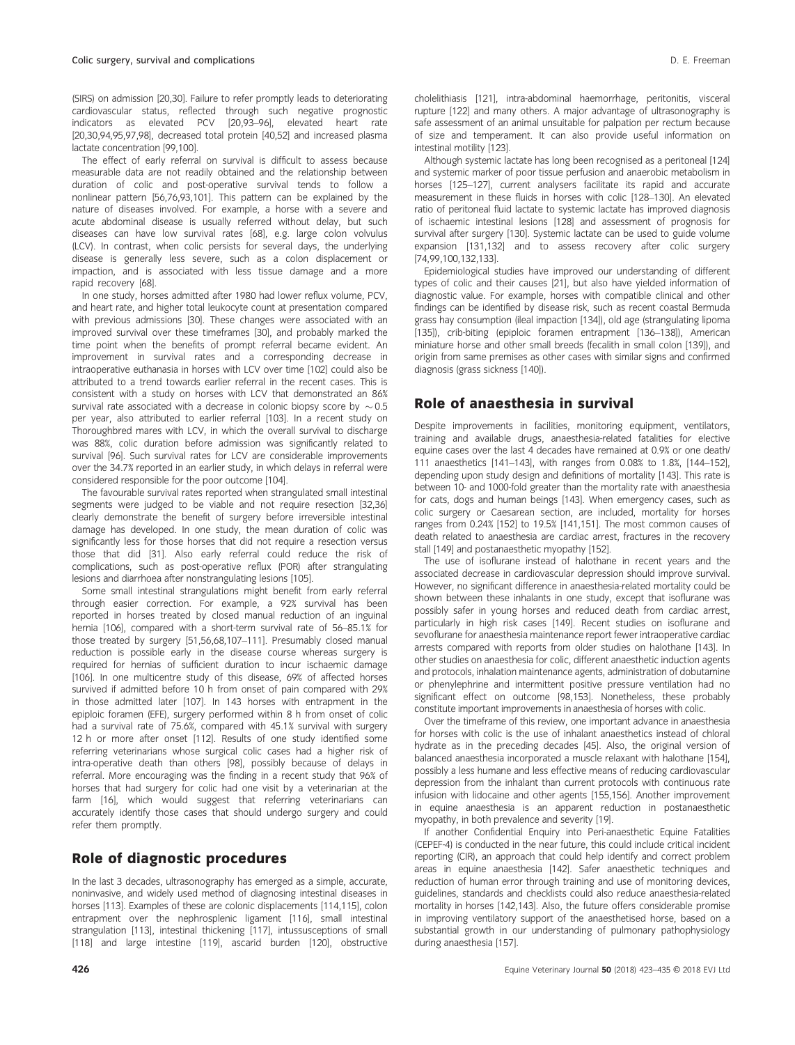(SIRS) on admission [20,30]. Failure to refer promptly leads to deteriorating cardiovascular status, reflected through such negative prognostic indicators as elevated PCV [20,93–96], elevated heart rate [20,30,94,95,97,98], decreased total protein [40,52] and increased plasma lactate concentration [99,100].

The effect of early referral on survival is difficult to assess because measurable data are not readily obtained and the relationship between duration of colic and post-operative survival tends to follow a nonlinear pattern [56,76,93,101]. This pattern can be explained by the nature of diseases involved. For example, a horse with a severe and acute abdominal disease is usually referred without delay, but such diseases can have low survival rates [68], e.g. large colon volvulus (LCV). In contrast, when colic persists for several days, the underlying disease is generally less severe, such as a colon displacement or impaction, and is associated with less tissue damage and a more rapid recovery [68].

In one study, horses admitted after 1980 had lower reflux volume, PCV, and heart rate, and higher total leukocyte count at presentation compared with previous admissions [30]. These changes were associated with an improved survival over these timeframes [30], and probably marked the time point when the benefits of prompt referral became evident. An improvement in survival rates and a corresponding decrease in intraoperative euthanasia in horses with LCV over time [102] could also be attributed to a trend towards earlier referral in the recent cases. This is consistent with a study on horses with LCV that demonstrated an 86% survival rate associated with a decrease in colonic biopsy score by $\sim$0.5 per year, also attributed to earlier referral [103]. In a recent study on Thoroughbred mares with LCV, in which the overall survival to discharge was 88%, colic duration before admission was significantly related to survival [96]. Such survival rates for LCV are considerable improvements over the 34.7% reported in an earlier study, in which delays in referral were considered responsible for the poor outcome [104].

The favourable survival rates reported when strangulated small intestinal segments were judged to be viable and not require resection [32,36] clearly demonstrate the benefit of surgery before irreversible intestinal damage has developed. In one study, the mean duration of colic was significantly less for those horses that did not require a resection versus those that did [31]. Also early referral could reduce the risk of complications, such as post-operative reflux (POR) after strangulating lesions and diarrhoea after nonstrangulating lesions [105].

Some small intestinal strangulations might benefit from early referral through easier correction. For example, a 92% survival has been reported in horses treated by closed manual reduction of an inguinal hernia [106], compared with a short-term survival rate of 56–85.1% for those treated by surgery [51,56,68,107–111]. Presumably closed manual reduction is possible early in the disease course whereas surgery is required for hernias of sufficient duration to incur ischaemic damage [106]. In one multicentre study of this disease, 69% of affected horses survived if admitted before 10 h from onset of pain compared with 29% in those admitted later [107]. In 143 horses with entrapment in the epiploic foramen (EFE), surgery performed within 8 h from onset of colic had a survival rate of 75.6%, compared with 45.1% survival with surgery 12 h or more after onset [112]. Results of one study identified some referring veterinarians whose surgical colic cases had a higher risk of intra-operative death than others [98], possibly because of delays in referral. More encouraging was the finding in a recent study that 96% of horses that had surgery for colic had one visit by a veterinarian at the farm [16], which would suggest that referring veterinarians can accurately identify those cases that should undergo surgery and could refer them promptly.

## Role of diagnostic procedures

In the last 3 decades, ultrasonography has emerged as a simple, accurate, noninvasive, and widely used method of diagnosing intestinal diseases in horses [113]. Examples of these are colonic displacements [114,115], colon entrapment over the nephrosplenic ligament [116], small intestinal strangulation [113], intestinal thickening [117], intussusceptions of small [118] and large intestine [119], ascarid burden [120], obstructive cholelithiasis [121], intra-abdominal haemorrhage, peritonitis, visceral rupture [122] and many others. A major advantage of ultrasonography is safe assessment of an animal unsuitable for palpation per rectum because of size and temperament. It can also provide useful information on intestinal motility [123].

Although systemic lactate has long been recognised as a peritoneal [124] and systemic marker of poor tissue perfusion and anaerobic metabolism in horses [125–127], current analysers facilitate its rapid and accurate measurement in these fluids in horses with colic [128–130]. An elevated ratio of peritoneal fluid lactate to systemic lactate has improved diagnosis of ischaemic intestinal lesions [128] and assessment of prognosis for survival after surgery [130]. Systemic lactate can be used to guide volume expansion [131,132] and to assess recovery after colic surgery [74,99,100,132,133].

Epidemiological studies have improved our understanding of different types of colic and their causes [21], but also have yielded information of diagnostic value. For example, horses with compatible clinical and other findings can be identified by disease risk, such as recent coastal Bermuda grass hay consumption (ileal impaction [134]), old age (strangulating lipoma [135]), crib-biting (epiploic foramen entrapment [136–138]), American miniature horse and other small breeds (fecalith in small colon [139]), and origin from same premises as other cases with similar signs and confirmed diagnosis (grass sickness [140]).

## Role of anaesthesia in survival

Despite improvements in facilities, monitoring equipment, ventilators, training and available drugs, anaesthesia-related fatalities for elective equine cases over the last 4 decades have remained at 0.9% or one death/111 anaesthetics [141–143], with ranges from 0.08% to 1.8%, [144–152], depending upon study design and definitions of mortality [143]. This rate is between 10- and 1000-fold greater than the mortality rate with anaesthesia for cats, dogs and human beings [143]. When emergency cases, such as colic surgery or Caesarean section, are included, mortality for horses ranges from 0.24% [152] to 19.5% [141,151]. The most common causes of death related to anaesthesia are cardiac arrest, fractures in the recovery stall [149] and postanaesthetic myopathy [152].

The use of isoflurane instead of halothane in recent years and the associated decrease in cardiovascular depression should improve survival. However, no significant difference in anaesthesia-related mortality could be shown between these inhalants in one study, except that isoflurane was possibly safer in young horses and reduced death from cardiac arrest, particularly in high risk cases [149]. Recent studies on isoflurane and sevoflurane for anaesthesia maintenance report fewer intraoperative cardiac arrests compared with reports from older studies on halothane [143]. In other studies on anaesthesia for colic, different anaesthetic induction agents and protocols, inhalation maintenance agents, administration of dobutamine or phenylephrine and intermittent positive pressure ventilation had no significant effect on outcome [98,153]. Nonetheless, these probably constitute important improvements in anaesthesia of horses with colic.

Over the timeframe of this review, one important advance in anaesthesia for horses with colic is the use of inhalant anaesthetics instead of chloral hydrate as in the preceding decades [45]. Also, the original version of balanced anaesthesia incorporated a muscle relaxant with halothane [154], possibly a less humane and less effective means of reducing cardiovascular depression from the inhalant than current protocols with continuous rate infusion with lidocaine and other agents [155,156]. Another improvement in equine anaesthesia is an apparent reduction in postanaesthetic myopathy, in both prevalence and severity [19].

If another Confidential Enquiry into Peri-anaesthetic Equine Fatalities (CEPEF-4) is conducted in the near future, this could include critical incident reporting (CIR), an approach that could help identify and correct problem areas in equine anaesthesia [142]. Safer anaesthetic techniques and reduction of human error through training and use of monitoring devices, guidelines, standards and checklists could also reduce anaesthesia-related mortality in horses [142,143]. Also, the future offers considerable promise in improving ventilatory support of the anaesthetised horse, based on a substantial growth in our understanding of pulmonary pathophysiology during anaesthesia [157].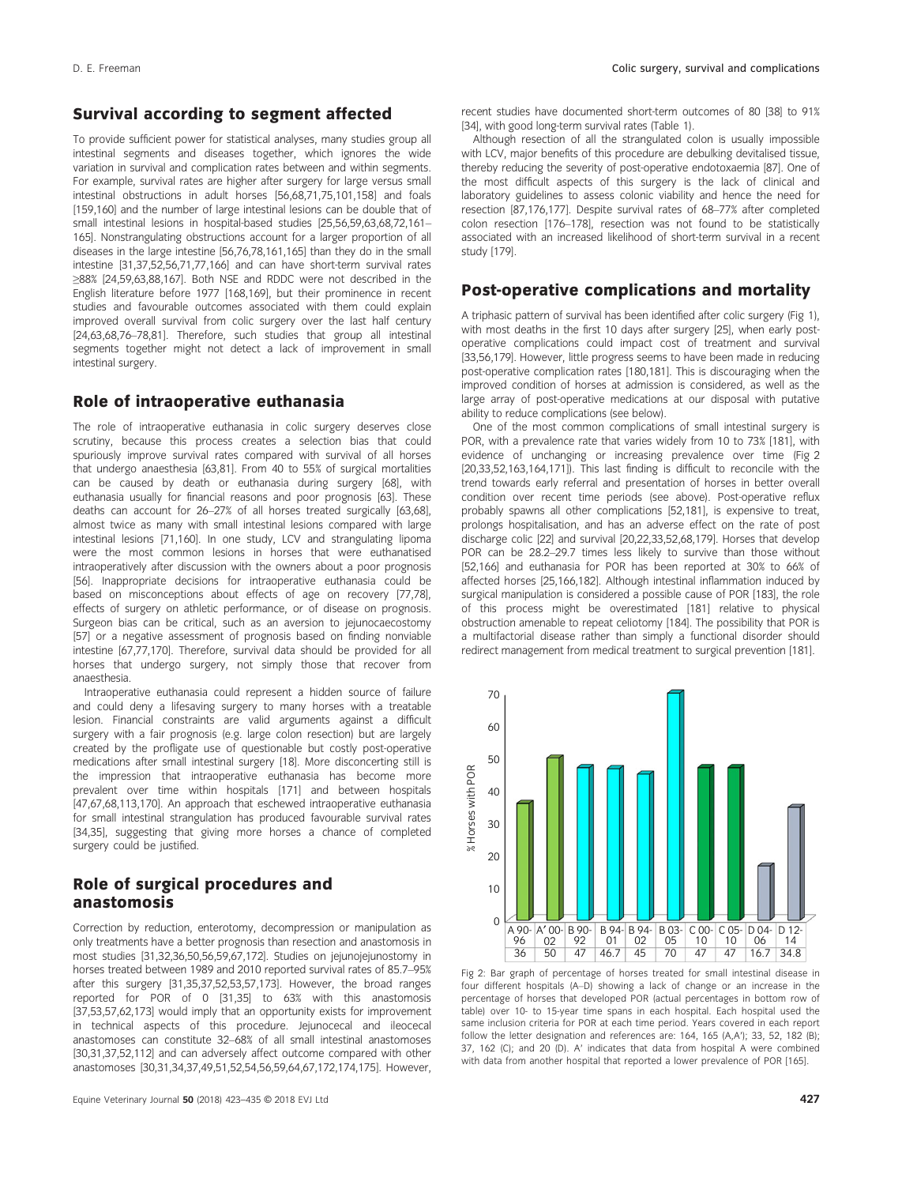## Survival according to segment affected

To provide sufficient power for statistical analyses, many studies group all intestinal segments and diseases together, which ignores the wide variation in survival and complication rates between and within segments. For example, survival rates are higher after surgery for large versus small intestinal obstructions in adult horses [56,68,71,75,101,158] and foals [159,160] and the number of large intestinal lesions can be double that of small intestinal lesions in hospital-based studies [25,56,59,63,68,72,161–165]. Nonstrangulating obstructions account for a larger proportion of all diseases in the large intestine [56,76,78,161,165] than they do in the small intestine [31,37,52,56,71,77,166] and can have short-term survival rates ≥88% [24,59,63,88,167]. Both NSE and RDDC were not described in the English literature before 1977 [168,169], but their prominence in recent studies and favourable outcomes associated with them could explain improved overall survival from colic surgery over the last half century [24,63,68,76–78,81]. Therefore, such studies that group all intestinal segments together might not detect a lack of improvement in small intestinal surgery.

## Role of intraoperative euthanasia

The role of intraoperative euthanasia in colic surgery deserves close scrutiny, because this process creates a selection bias that could spuriously improve survival rates compared with survival of all horses that undergo anaesthesia [63,81]. From 40 to 55% of surgical mortalities can be caused by death or euthanasia during surgery [68], with euthanasia usually for financial reasons and poor prognosis [63]. These deaths can account for 26–27% of all horses treated surgically [63,68], almost twice as many with small intestinal lesions compared with large intestinal lesions [71,160]. In one study, LCV and strangulating lipoma were the most common lesions in horses that were euthanatised intraoperatively after discussion with the owners about a poor prognosis [56]. Inappropriate decisions for intraoperative euthanasia could be based on misconceptions about effects of age on recovery [77,78], effects of surgery on athletic performance, or of disease on prognosis. Surgeon bias can be critical, such as an aversion to jejunocaecostomy [57] or a negative assessment of prognosis based on finding nonviable intestine [67,77,170]. Therefore, survival data should be provided for all horses that undergo surgery, not simply those that recover from anaesthesia.

Intraoperative euthanasia could represent a hidden source of failure and could deny a lifesaving surgery to many horses with a treatable lesion. Financial constraints are valid arguments against a difficult surgery with a fair prognosis (e.g. large colon resection) but are largely created by the profligate use of questionable but costly post-operative medications after small intestinal surgery [18]. More disconcerting still is the impression that intraoperative euthanasia has become more prevalent over time within hospitals [171] and between hospitals [47,67,68,113,170]. An approach that eschewed intraoperative euthanasia for small intestinal strangulation has produced favourable survival rates [34,35], suggesting that giving more horses a chance of completed surgery could be justified.

## Role of surgical procedures and anastomosis

Correction by reduction, enterotomy, decompression or manipulation as only treatments have a better prognosis than resection and anastomosis in most studies [31,32,36,50,56,59,67,172]. Studies on jejunojejunostomy in horses treated between 1989 and 2010 reported survival rates of 85.7–95% after this surgery [31,35,37,52,53,57,173]. However, the broad ranges reported for POR of 0 [31,35] to 63% with this anastomosis [37,53,57,62,173] would imply that an opportunity exists for improvement in technical aspects of this procedure. Jejunocecal and ileocecal anastomoses can constitute 32–68% of all small intestinal anastomoses [30,31,37,52,112] and can adversely affect outcome compared with other anastomoses [30,31,34,37,49,51,52,54,56,59,64,67,172,174,175]. However, recent studies have documented short-term outcomes of 80 [38] to 91% [34], with good long-term survival rates (Table 1).

Although resection of all the strangulated colon is usually impossible with LCV, major benefits of this procedure are debulking devitalised tissue, thereby reducing the severity of post-operative endotoxaemia [87]. One of the most difficult aspects of this surgery is the lack of clinical and laboratory guidelines to assess colonic viability and hence the need for resection [87,176,177]. Despite survival rates of 68–77% after completed colon resection [176–178], resection was not found to be statistically associated with an increased likelihood of short-term survival in a recent study [179].

## Post-operative complications and mortality

A triphasic pattern of survival has been identified after colic surgery (Fig 1), with most deaths in the first 10 days after surgery [25], when early post-operative complications could impact cost of treatment and survival [33,56,179]. However, little progress seems to have been made in reducing post-operative complication rates [180,181]. This is discouraging when the improved condition of horses at admission is considered, as well as the large array of post-operative medications at our disposal with putative ability to reduce complications (see below).

One of the most common complications of small intestinal surgery is POR, with a prevalence rate that varies widely from 10 to 73% [181], with evidence of unchanging or increasing prevalence over time (Fig 2 [20,33,52,163,164,171]). This last finding is difficult to reconcile with the trend towards early referral and presentation of horses in better overall condition over recent time periods (see above). Post-operative reflux probably spawns all other complications [52,181], is expensive to treat, prolongs hospitalisation, and has an adverse effect on the rate of post discharge colic [22] and survival [20,22,33,52,68,179]. Horses that develop POR can be 28.2–29.7 times less likely to survive than those without [52,166] and euthanasia for POR has been reported at 30% to 66% of affected horses [25,166,182]. Although intestinal inflammation induced by surgical manipulation is considered a possible cause of POR [183], the role of this process might be overestimated [181] relative to physical obstruction amenable to repeat celiotomy [184]. The possibility that POR is a multifactorial disease rather than simply a functional disorder should redirect management from medical treatment to surgical prevention [181].

| A 90-96 | A' 00-02 | B 90-92 | B 94-01 | B 94-02 | B 03-05 | C 00-10 | C 05-10 | D 04-06 | D 12-14 |
|---|---|---|---|---|---|---|---|---|---|
| 36 | 50 | 47 | 46.7 | 45 | 70 | 47 | 47 | 16.7 | 34.8 |

Fig 2: Bar graph of percentage of horses treated for small intestinal disease in four different hospitals (A–D) showing a lack of change or an increase in the percentage of horses that developed POR (actual percentages in bottom row of table) over 10- to 15-year time spans in each hospital. Each hospital used the same inclusion criteria for POR at each time period. Years covered in each report follow the letter designation and references are: 164, 165 (A,A'); 33, 52, 182 (B); 37, 162 (C); and 20 (D). A' indicates that data from hospital A were combined with data from another hospital that reported a lower prevalence of POR [165].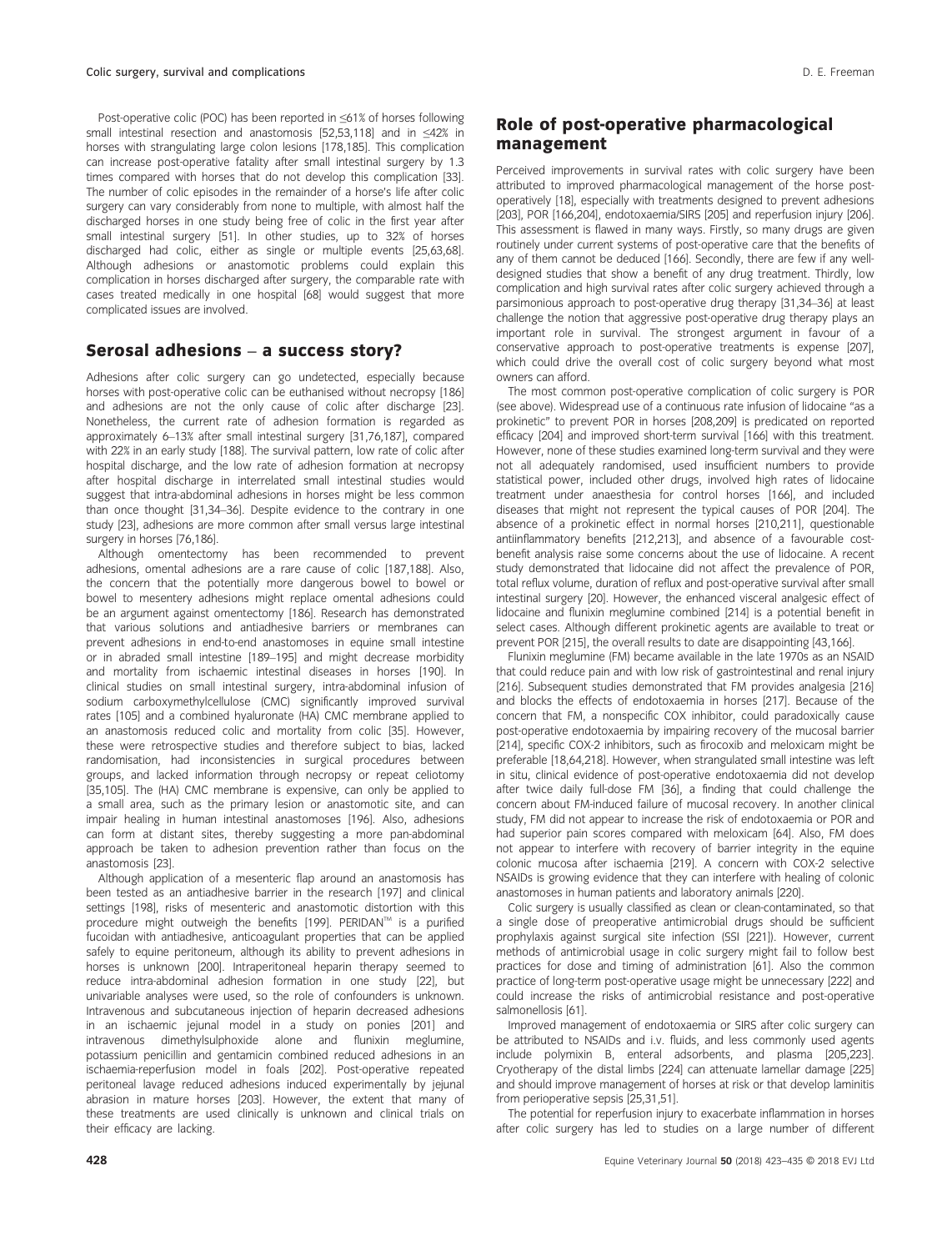Post-operative colic (POC) has been reported in ≤61% of horses following small intestinal resection and anastomosis [52,53,118] and in ≤42% in horses with strangulating large colon lesions [178,185]. This complication can increase post-operative fatality after small intestinal surgery by 1.3 times compared with horses that do not develop this complication [33]. The number of colic episodes in the remainder of a horse's life after colic surgery can vary considerably from none to multiple, with almost half the discharged horses in one study being free of colic in the first year after small intestinal surgery [51]. In other studies, up to 32% of horses discharged had colic, either as single or multiple events [25,63,68]. Although adhesions or anastomotic problems could explain this complication in horses discharged after surgery, the comparable rate with cases treated medically in one hospital [68] would suggest that more complicated issues are involved.

## Serosal adhesions – a success story?

Adhesions after colic surgery can go undetected, especially because horses with post-operative colic can be euthanised without necropsy [186] and adhesions are not the only cause of colic after discharge [23]. Nonetheless, the current rate of adhesion formation is regarded as approximately 6–13% after small intestinal surgery [31,76,187], compared with 22% in an early study [188]. The survival pattern, low rate of colic after hospital discharge, and the low rate of adhesion formation at necropsy after hospital discharge in interrelated small intestinal studies would suggest that intra-abdominal adhesions in horses might be less common than once thought [31,34–36]. Despite evidence to the contrary in one study [23], adhesions are more common after small versus large intestinal surgery in horses [76,186].

Although omentectomy has been recommended to prevent adhesions, omental adhesions are a rare cause of colic [187,188]. Also, the concern that the potentially more dangerous bowel to bowel or bowel to mesentery adhesions might replace omental adhesions could be an argument against omentectomy [186]. Research has demonstrated that various solutions and antiadhesive barriers or membranes can prevent adhesions in end-to-end anastomoses in equine small intestine or in abraded small intestine [189–195] and might decrease morbidity and mortality from ischaemic intestinal diseases in horses [190]. In clinical studies on small intestinal surgery, intra-abdominal infusion of sodium carboxymethylcellulose (CMC) significantly improved survival rates [105] and a combined hyaluronate (HA) CMC membrane applied to an anastomosis reduced colic and mortality from colic [35]. However, these were retrospective studies and therefore subject to bias, lacked randomisation, had inconsistencies in surgical procedures between groups, and lacked information through necropsy or repeat celiotomy [35,105]. The (HA) CMC membrane is expensive, can only be applied to a small area, such as the primary lesion or anastomotic site, and can impair healing in human intestinal anastomoses [196]. Also, adhesions can form at distant sites, thereby suggesting a more pan-abdominal approach be taken to adhesion prevention rather than focus on the anastomosis [23].

Although application of a mesenteric flap around an anastomosis has been tested as an antiadhesive barrier in the research [197] and clinical settings [198], risks of mesenteric and anastomotic distortion with this procedure might outweigh the benefits [199]. PERIDAN™ is a purified fucoidan with antiadhesive, anticoagulant properties that can be applied safely to equine peritoneum, although its ability to prevent adhesions in horses is unknown [200]. Intraperitoneal heparin therapy seemed to reduce intra-abdominal adhesion formation in one study [22], but univariable analyses were used, so the role of confounders is unknown. Intravenous and subcutaneous injection of heparin decreased adhesions in an ischaemic jejunal model in a study on ponies [201] and intravenous dimethylsulphoxide alone and flunixin meglumine, potassium penicillin and gentamicin combined reduced adhesions in an ischaemia-reperfusion model in foals [202]. Post-operative repeated peritoneal lavage reduced adhesions induced experimentally by jejunal abrasion in mature horses [203]. However, the extent that many of these treatments are used clinically is unknown and clinical trials on their efficacy are lacking.

## Role of post-operative pharmacological management

Perceived improvements in survival rates with colic surgery have been attributed to improved pharmacological management of the horse post-operatively [18], especially with treatments designed to prevent adhesions [203], POR [166,204], endotoxaemia/SIRS [205] and reperfusion injury [206]. This assessment is flawed in many ways. Firstly, so many drugs are given routinely under current systems of post-operative care that the benefits of any of them cannot be deduced [166]. Secondly, there are few if any well-designed studies that show a benefit of any drug treatment. Thirdly, low complication and high survival rates after colic surgery achieved through a parsimonious approach to post-operative drug therapy [31,34–36] at least challenge the notion that aggressive post-operative drug therapy plays an important role in survival. The strongest argument in favour of a conservative approach to post-operative treatments is expense [207], which could drive the overall cost of colic surgery beyond what most owners can afford.

The most common post-operative complication of colic surgery is POR (see above). Widespread use of a continuous rate infusion of lidocaine "as a prokinetic" to prevent POR in horses [208,209] is predicated on reported efficacy [204] and improved short-term survival [166] with this treatment. However, none of these studies examined long-term survival and they were not all adequately randomised, used insufficient numbers to provide statistical power, included other drugs, involved high rates of lidocaine treatment under anaesthesia for control horses [166], and included diseases that might not represent the typical causes of POR [204]. The absence of a prokinetic effect in normal horses [210,211], questionable antiinflammatory benefits [212,213], and absence of a favourable cost-benefit analysis raise some concerns about the use of lidocaine. A recent study demonstrated that lidocaine did not affect the prevalence of POR, total reflux volume, duration of reflux and post-operative survival after small intestinal surgery [20]. However, the enhanced visceral analgesic effect of lidocaine and flunixin meglumine combined [214] is a potential benefit in select cases. Although different prokinetic agents are available to treat or prevent POR [215], the overall results to date are disappointing [43,166].

Flunixin meglumine (FM) became available in the late 1970s as an NSAID that could reduce pain and with low risk of gastrointestinal and renal injury [216]. Subsequent studies demonstrated that FM provides analgesia [216] and blocks the effects of endotoxaemia in horses [217]. Because of the concern that FM, a nonspecific COX inhibitor, could paradoxically cause post-operative endotoxaemia by impairing recovery of the mucosal barrier [214], specific COX-2 inhibitors, such as firocoxib and meloxicam might be preferable [18,64,218]. However, when strangulated small intestine was left in situ, clinical evidence of post-operative endotoxaemia did not develop after twice daily full-dose FM [36], a finding that could challenge the concern about FM-induced failure of mucosal recovery. In another clinical study, FM did not appear to increase the risk of endotoxaemia or POR and had superior pain scores compared with meloxicam [64]. Also, FM does not appear to interfere with recovery of barrier integrity in the equine colonic mucosa after ischaemia [219]. A concern with COX-2 selective NSAIDs is growing evidence that they can interfere with healing of colonic anastomoses in human patients and laboratory animals [220].

Colic surgery is usually classified as clean or clean-contaminated, so that a single dose of preoperative antimicrobial drugs should be sufficient prophylaxis against surgical site infection (SSI [221]). However, current methods of antimicrobial usage in colic surgery might fail to follow best practices for dose and timing of administration [61]. Also the common practice of long-term post-operative usage might be unnecessary [222] and could increase the risks of antimicrobial resistance and post-operative salmonellosis [61].

Improved management of endotoxaemia or SIRS after colic surgery can be attributed to NSAIDs and i.v. fluids, and less commonly used agents include polymixin B, enteral adsorbents, and plasma [205,223]. Cryotherapy of the distal limbs [224] can attenuate lamellar damage [225] and should improve management of horses at risk or that develop laminitis from perioperative sepsis [25,31,51].

The potential for reperfusion injury to exacerbate inflammation in horses after colic surgery has led to studies on a large number of different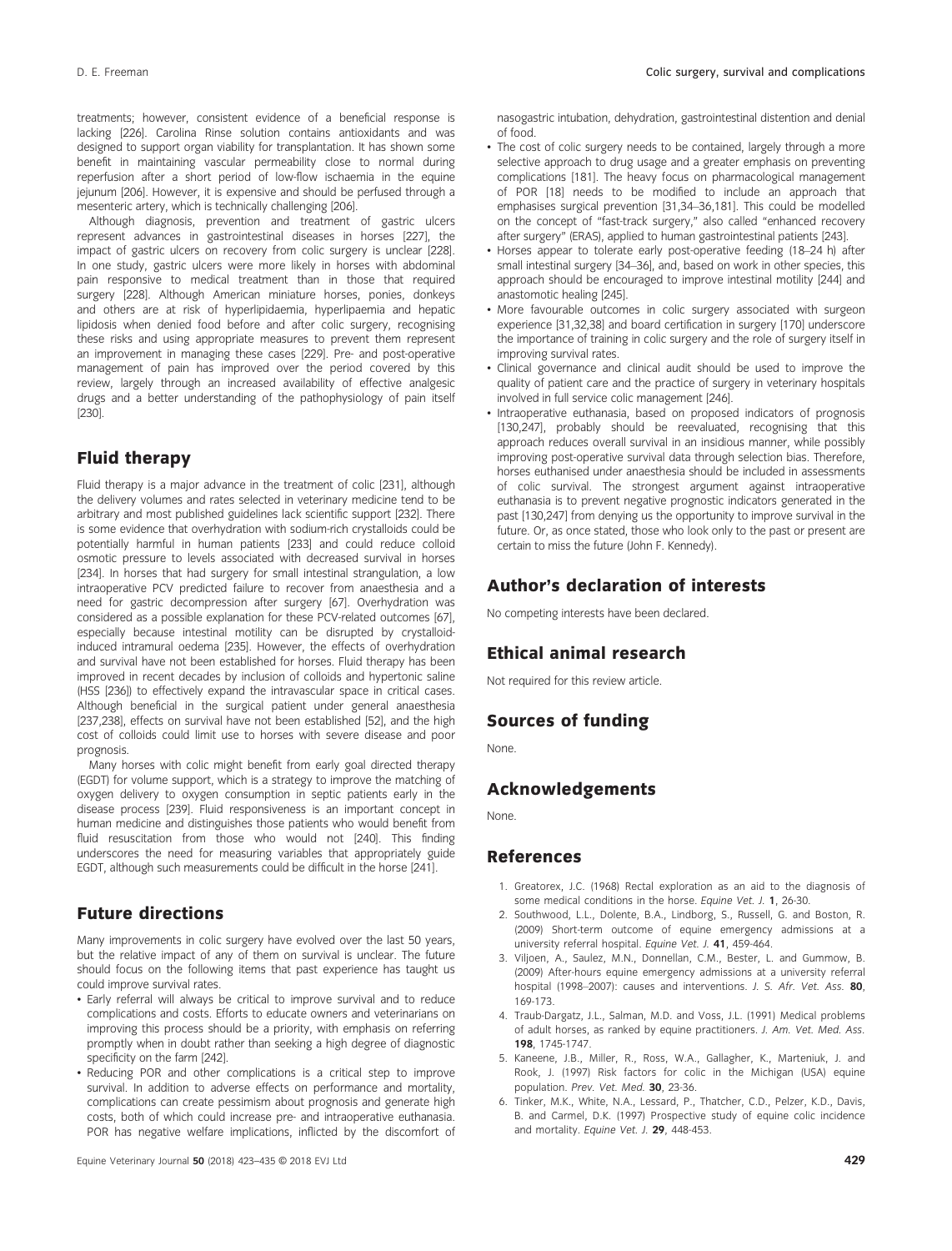treatments; however, consistent evidence of a beneficial response is lacking [226]. Carolina Rinse solution contains antioxidants and was designed to support organ viability for transplantation. It has shown some benefit in maintaining vascular permeability close to normal during reperfusion after a short period of low-flow ischaemia in the equine jejunum [206]. However, it is expensive and should be perfused through a mesenteric artery, which is technically challenging [206].

Although diagnosis, prevention and treatment of gastric ulcers represent advances in gastrointestinal diseases in horses [227], the impact of gastric ulcers on recovery from colic surgery is unclear [228]. In one study, gastric ulcers were more likely in horses with abdominal pain responsive to medical treatment than in those that required surgery [228]. Although American miniature horses, ponies, donkeys and others are at risk of hyperlipidaemia, hyperlipaemia and hepatic lipidosis when denied food before and after colic surgery, recognising these risks and using appropriate measures to prevent them represent an improvement in managing these cases [229]. Pre- and post-operative management of pain has improved over the period covered by this review, largely through an increased availability of effective analgesic drugs and a better understanding of the pathophysiology of pain itself [230].

## Fluid therapy

Fluid therapy is a major advance in the treatment of colic [231], although the delivery volumes and rates selected in veterinary medicine tend to be arbitrary and most published guidelines lack scientific support [232]. There is some evidence that overhydration with sodium-rich crystalloids could be potentially harmful in human patients [233] and could reduce colloid osmotic pressure to levels associated with decreased survival in horses [234]. In horses that had surgery for small intestinal strangulation, a low intraoperative PCV predicted failure to recover from anaesthesia and a need for gastric decompression after surgery [67]. Overhydration was considered as a possible explanation for these PCV-related outcomes [67], especially because intestinal motility can be disrupted by crystalloid-induced intramural oedema [235]. However, the effects of overhydration and survival have not been established for horses. Fluid therapy has been improved in recent decades by inclusion of colloids and hypertonic saline (HSS [236]) to effectively expand the intravascular space in critical cases. Although beneficial in the surgical patient under general anaesthesia [237,238], effects on survival have not been established [52], and the high cost of colloids could limit use to horses with severe disease and poor prognosis.

Many horses with colic might benefit from early goal directed therapy (EGDT) for volume support, which is a strategy to improve the matching of oxygen delivery to oxygen consumption in septic patients early in the disease process [239]. Fluid responsiveness is an important concept in human medicine and distinguishes those patients who would benefit from fluid resuscitation from those who would not [240]. This finding underscores the need for measuring variables that appropriately guide EGDT, although such measurements could be difficult in the horse [241].

## Future directions

Many improvements in colic surgery have evolved over the last 50 years, but the relative impact of any of them on survival is unclear. The future should focus on the following items that past experience has taught us could improve survival rates.

- Early referral will always be critical to improve survival and to reduce complications and costs. Efforts to educate owners and veterinarians on improving this process should be a priority, with emphasis on referring promptly when in doubt rather than seeking a high degree of diagnostic specificity on the farm [242].
- Reducing POR and other complications is a critical step to improve survival. In addition to adverse effects on performance and mortality, complications can create pessimism about prognosis and generate high costs, both of which could increase pre- and intraoperative euthanasia. POR has negative welfare implications, inflicted by the discomfort of nasogastric intubation, dehydration, gastrointestinal distention and denial of food.
- The cost of colic surgery needs to be contained, largely through a more selective approach to drug usage and a greater emphasis on preventing complications [181]. The heavy focus on pharmacological management of POR [18] needs to be modified to include an approach that emphasises surgical prevention [31,34–36,181]. This could be modelled on the concept of "fast-track surgery," also called "enhanced recovery after surgery" (ERAS), applied to human gastrointestinal patients [243].
- Horses appear to tolerate early post-operative feeding (18–24 h) after small intestinal surgery [34–36], and, based on work in other species, this approach should be encouraged to improve intestinal motility [244] and anastomotic healing [245].
- More favourable outcomes in colic surgery associated with surgeon experience [31,32,38] and board certification in surgery [170] underscore the importance of training in colic surgery and the role of surgery itself in improving survival rates.
- Clinical governance and clinical audit should be used to improve the quality of patient care and the practice of surgery in veterinary hospitals involved in full service colic management [246].
- Intraoperative euthanasia, based on proposed indicators of prognosis [130,247], probably should be reevaluated, recognising that this approach reduces overall survival in an insidious manner, while possibly improving post-operative survival data through selection bias. Therefore, horses euthanised under anaesthesia should be included in assessments of colic survival. The strongest argument against intraoperative euthanasia is to prevent negative prognostic indicators generated in the past [130,247] from denying us the opportunity to improve survival in the future. Or, as once stated, those who look only to the past or present are certain to miss the future (John F. Kennedy).

## Author's declaration of interests

No competing interests have been declared.

## Ethical animal research

Not required for this review article.

## Sources of funding

None.

## Acknowledgements

None.

## References

1. Greatorex, J.C. (1968) Rectal exploration as an aid to the diagnosis of some medical conditions in the horse. *Equine Vet. J.* **1**, 26-30.
2. Southwood, L.L., Dolente, B.A., Lindborg, S., Russell, G. and Boston, R. (2009) Short-term outcome of equine emergency admissions at a university referral hospital. *Equine Vet. J.* **41**, 459-464.
3. Viljoen, A., Saulez, M.N., Donnellan, C.M., Bester, L. and Gummow, B. (2009) After-hours equine emergency admissions at a university referral hospital (1998–2007): causes and interventions. *J. S. Afr. Vet. Ass.* **80**, 169-173.
4. Traub-Dargatz, J.L., Salman, M.D. and Voss, J.L. (1991) Medical problems of adult horses, as ranked by equine practitioners. *J. Am. Vet. Med. Ass.* **198**, 1745-1747.
5. Kaneene, J.B., Miller, R., Ross, W.A., Gallagher, K., Marteniuk, J. and Rook, J. (1997) Risk factors for colic in the Michigan (USA) equine population. *Prev. Vet. Med.* **30**, 23-36.
6. Tinker, M.K., White, N.A., Lessard, P., Thatcher, C.D., Pelzer, K.D., Davis, B. and Carmel, D.K. (1997) Prospective study of equine colic incidence and mortality. *Equine Vet. J.* **29**, 448-453.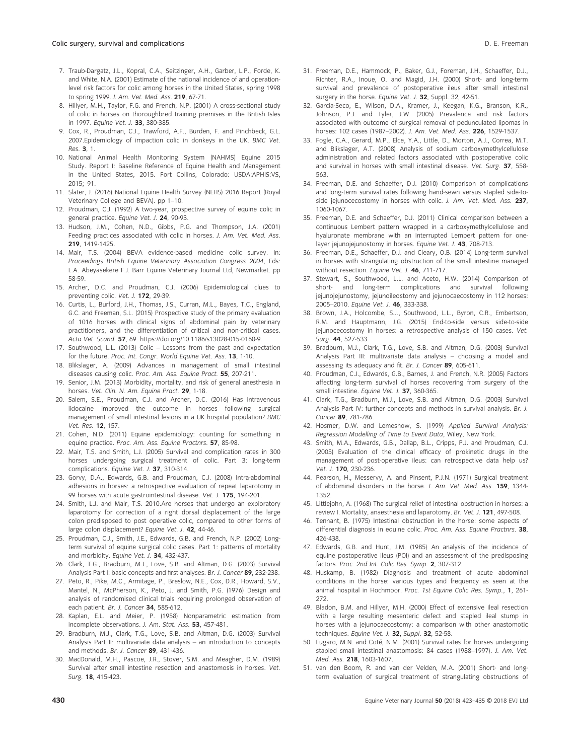7. Traub-Dargatz, J.L., Kopral, C.A., Seitzinger, A.H., Garber, L.P., Forde, K. and White, N.A. (2001) Estimate of the national incidence of and operation-level risk factors for colic among horses in the United States, spring 1998 to spring 1999. *J. Am. Vet. Med. Ass.* **219**, 67-71.
8. Hillyer, M.H., Taylor, F.G. and French, N.P. (2001) A cross-sectional study of colic in horses on thoroughbred training premises in the British Isles in 1997. *Equine Vet. J.* **33**, 380-385.
9. Cox, R., Proudman, C.J., Trawford, A.F., Burden, F. and Pinchbeck, G.L. 2007.Epidemiology of impaction colic in donkeys in the UK. *BMC Vet. Res.* **3**, 1.
10. National Animal Health Monitoring System (NAHMS) Equine 2015 Study. Report I: Baseline Reference of Equine Health and Management in the United States, 2015. Fort Collins, Colorado: USDA:APHIS:VS, 2015; 91.
11. Slater, J. (2016) National Equine Health Survey (NEHS) 2016 Report (Royal Veterinary College and BEVA). pp 1–10.
12. Proudman, C.J. (1992) A two-year, prospective survey of equine colic in general practice. *Equine Vet. J.* **24**, 90-93.
13. Hudson, J.M., Cohen, N.D., Gibbs, P.G. and Thompson, J.A. (2001) Feeding practices associated with colic in horses. *J. Am. Vet. Med. Ass.* **219**, 1419-1425.
14. Mair, T.S. (2004) BEVA evidence-based medicine colic survey. In: *Proceedings British Equine Veterinary Association Congress 2004*, Eds: L.A. Abeyasekere F.J. Barr Equine Veterinary Journal Ltd, Newmarket. pp 58-59.
15. Archer, D.C. and Proudman, C.J. (2006) Epidemiological clues to preventing colic. *Vet. J.* **172**, 29-39.
16. Curtis, L., Burford, J.H., Thomas, J.S., Curran, M.L., Bayes, T.C., England, G.C. and Freeman, S.L. (2015) Prospective study of the primary evaluation of 1016 horses with clinical signs of abdominal pain by veterinary practitioners, and the differentiation of critical and non-critical cases. *Acta Vet. Scand.* **57**, 69. https://doi.org/10.1186/s13028-015-0160-9.
17. Southwood, L.L. (2013) Colic – Lessons from the past and expectation for the future. *Proc. Int. Congr. World Equine Vet. Ass.* **13**, 1-10.
18. Blikslager, A. (2009) Advances in management of small intestinal diseases causing colic. *Proc. Am. Ass. Equine Pract.* **55**, 207-211.
19. Senior, J.M. (2013) Morbidity, mortality, and risk of general anesthesia in horses. *Vet. Clin. N. Am. Equine Pract.* **29**, 1-18.
20. Salem, S.E., Proudman, C.J. and Archer, D.C. (2016) Has intravenous lidocaine improved the outcome in horses following surgical management of small intestinal lesions in a UK hospital population? *BMC Vet. Res.* **12**, 157.
21. Cohen, N.D. (2011) Equine epidemiology: counting for something in equine practice. *Proc. Am. Ass. Equine Practnrs.* **57**, 85-98.
22. Mair, T.S. and Smith, L.J. (2005) Survival and complication rates in 300 horses undergoing surgical treatment of colic. Part 3: long-term complications. *Equine Vet. J.* **37**, 310-314.
23. Gorvy, D.A., Edwards, G.B. and Proudman, C.J. (2008) Intra-abdominal adhesions in horses: a retrospective evaluation of repeat laparotomy in 99 horses with acute gastrointestinal disease. *Vet. J.* **175**, 194-201.
24. Smith, L.J. and Mair, T.S. 2010.Are horses that undergo an exploratory laparotomy for correction of a right dorsal displacement of the large colon predisposed to post operative colic, compared to other forms of large colon displacement? *Equine Vet. J.* **42**, 44-46.
25. Proudman, C.J., Smith, J.E., Edwards, G.B. and French, N.P. (2002) Long-term survival of equine surgical colic cases. Part 1: patterns of mortality and morbidity. *Equine Vet. J.* **34**, 432-437.
26. Clark, T.G., Bradburn, M.J., Love, S.B. and Altman, D.G. (2003) Survival Analysis Part I: basic concepts and first analyses. *Br. J. Cancer* **89**, 232-238.
27. Peto, R., Pike, M.C., Armitage, P., Breslow, N.E., Cox, D.R., Howard, S.V., Mantel, N., McPherson, K., Peto, J. and Smith, P.G. (1976) Design and analysis of randomised clinical trials requiring prolonged observation of each patient. *Br. J. Cancer* **34**, 585-612.
28. Kaplan, E.L. and Meier, P. (1958) Nonparametric estimation from incomplete observations. *J. Am. Stat. Ass.* **53**, 457-481.
29. Bradburn, M.J., Clark, T.G., Love, S.B. and Altman, D.G. (2003) Survival Analysis Part II: multivariate data analysis – an introduction to concepts and methods. *Br. J. Cancer* **89**, 431-436.
30. MacDonald, M.H., Pascoe, J.R., Stover, S.M. and Meagher, D.M. (1989) Survival after small intestine resection and anastomosis in horses. *Vet. Surg.* **18**, 415-423.
31. Freeman, D.E., Hammock, P., Baker, G.J., Foreman, J.H., Schaeffer, D.J., Richter, R.A., Inoue, O. and Magid, J.H. (2000) Short- and long-term survival and prevalence of postoperative ileus after small intestinal surgery in the horse. *Equine Vet. J.* **32**, Suppl. 32, 42-51.
32. Garcia-Seco, E., Wilson, D.A., Kramer, J., Keegan, K.G., Branson, K.R., Johnson, P.J. and Tyler, J.W. (2005) Prevalence and risk factors associated with outcome of surgical removal of pedunculated lipomas in horses: 102 cases (1987–2002). *J. Am. Vet. Med. Ass.* **226**, 1529-1537.
33. Fogle, C.A., Gerard, M.P., Elce, Y.A., Little, D., Morton, A.J., Correa, M.T. and Blikslager, A.T. (2008) Analysis of sodium carboxymethylcellulose administration and related factors associated with postoperative colic and survival in horses with small intestinal disease. *Vet. Surg.* **37**, 558-563.
34. Freeman, D.E. and Schaeffer, D.J. (2010) Comparison of complications and long-term survival rates following hand-sewn versus stapled side-to-side jejunocecostomy in horses with colic. *J. Am. Vet. Med. Ass.* **237**, 1060-1067.
35. Freeman, D.E. and Schaeffer, D.J. (2011) Clinical comparison between a continuous Lembert pattern wrapped in a carboxymethylcellulose and hyaluronate membrane with an interrupted Lembert pattern for one-layer jejunojejunostomy in horses. *Equine Vet. J.* **43**, 708-713.
36. Freeman, D.E., Schaeffer, D.J. and Cleary, O.B. (2014) Long-term survival in horses with strangulating obstruction of the small intestine managed without resection. *Equine Vet. J.* **46**, 711-717.
37. Stewart, S., Southwood, L.L. and Aceto, H.W. (2014) Comparison of short- and long-term complications and survival following jejunojejunostomy, jejunoileostomy and jejunocaecostomy in 112 horses: 2005–2010. *Equine Vet. J.* **46**, 333-338.
38. Brown, J.A., Holcombe, S.J., Southwood, L.L., Byron, C.R., Embertson, R.M. and Hauptmann, J.G. (2015) End-to-side versus side-to-side jejunocecostomy in horses: a retrospective analysis of 150 cases. *Vet. Surg.* **44**, 527-533.
39. Bradburn, M.J., Clark, T.G., Love, S.B. and Altman, D.G. (2003) Survival Analysis Part III: multivariate data analysis – choosing a model and assessing its adequacy and fit. *Br. J. Cancer* **89**, 605-611.
40. Proudman, C.J., Edwards, G.B., Barnes, J. and French, N.R. (2005) Factors affecting long-term survival of horses recovering from surgery of the small intestine. *Equine Vet. J.* **37**, 360-365.
41. Clark, T.G., Bradburn, M.J., Love, S.B. and Altman, D.G. (2003) Survival Analysis Part IV: further concepts and methods in survival analysis. *Br. J. Cancer* **89**, 781-786.
42. Hosmer, D.W. and Lemeshow, S. (1999) *Applied Survival Analysis: Regression Modelling of Time to Event Data*, Wiley, New York.
43. Smith, M.A., Edwards, G.B., Dallap, B.L., Cripps, P.J. and Proudman, C.J. (2005) Evaluation of the clinical efficacy of prokinetic drugs in the management of post-operative ileus: can retrospective data help us? *Vet. J.* **170**, 230-236.
44. Pearson, H., Messervy, A. and Pinsent, P.J.N. (1971) Surgical treatment of abdominal disorders in the horse. *J. Am. Vet. Med. Ass.* **159**, 1344-1352.
45. Littlejohn, A. (1968) The surgical relief of intestinal obstruction in horses: a review I. Mortality, anaesthesia and laparotomy. *Br. Vet. J.* **121**, 497-508.
46. Tennant, B. (1975) Intestinal obstruction in the horse: some aspects of differential diagnosis in equine colic. *Proc. Am. Ass. Equine Practnrs.* **38**, 426-438.
47. Edwards, G.B. and Hunt, J.M. (1985) An analysis of the incidence of equine postoperative ileus (POI) and an assessment of the predisposing factors. *Proc. 2nd Int. Colic Res. Symp.* **2**, 307-312.
48. Huskamp, B. (1982) Diagnosis and treatment of acute abdominal conditions in the horse: various types and frequency as seen at the animal hospital in Hochmoor. *Proc. 1st Equine Colic Res. Symp.*, **1**, 261-272.
49. Bladon, B.M. and Hillyer, M.H. (2000) Effect of extensive ileal resection with a large resulting mesenteric defect and stapled ileal stump in horses with a jejunocaecostomy: a comparison with other anastomotic techniques. *Equine Vet. J.* **32**, *Suppl*. **32**, 52-58.
50. Fugaro, M.N. and Coté, N.M. (2001) Survival rates for horses undergoing stapled small intestinal anastomosis: 84 cases (1988–1997). *J. Am. Vet. Med. Ass.* **218**, 1603-1607.
51. van den Boom, R. and van der Velden, M.A. (2001) Short- and long-term evaluation of surgical treatment of strangulating obstructions of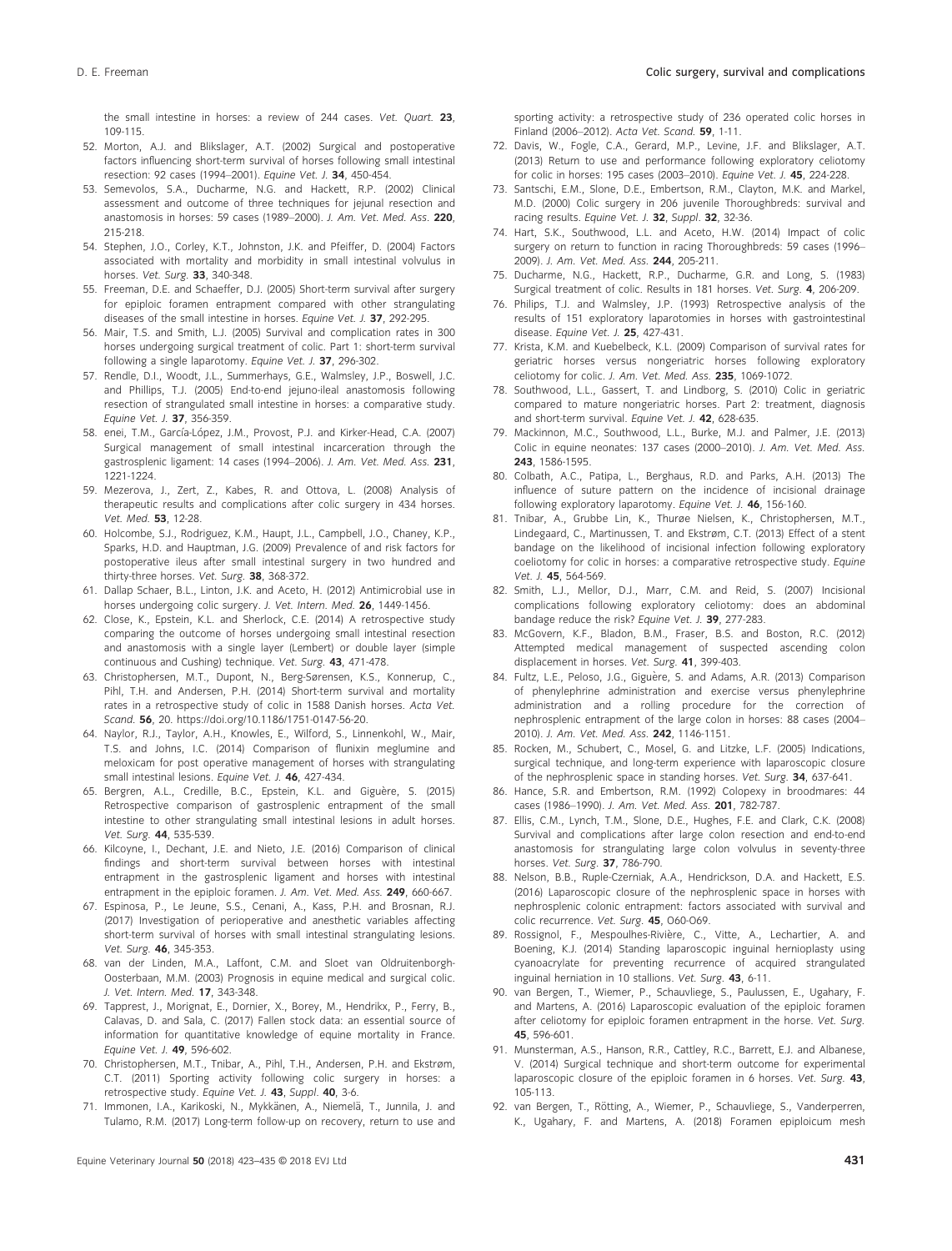the small intestine in horses: a review of 244 cases. *Vet. Quart.* **23**, 109-115.

52. Morton, A.J. and Blikslager, A.T. (2002) Surgical and postoperative factors influencing short-term survival of horses following small intestinal resection: 92 cases (1994–2001). *Equine Vet. J.* **34**, 450-454.
53. Semevolos, S.A., Ducharme, N.G. and Hackett, R.P. (2002) Clinical assessment and outcome of three techniques for jejunal resection and anastomosis in horses: 59 cases (1989–2000). *J. Am. Vet. Med. Ass.* **220**, 215-218.
54. Stephen, J.O., Corley, K.T., Johnston, J.K. and Pfeiffer, D. (2004) Factors associated with mortality and morbidity in small intestinal volvulus in horses. *Vet. Surg.* **33**, 340-348.
55. Freeman, D.E. and Schaeffer, D.J. (2005) Short-term survival after surgery for epiploic foramen entrapment compared with other strangulating diseases of the small intestine in horses. *Equine Vet. J.* **37**, 292-295.
56. Mair, T.S. and Smith, L.J. (2005) Survival and complication rates in 300 horses undergoing surgical treatment of colic. Part 1: short-term survival following a single laparotomy. *Equine Vet. J.* **37**, 296-302.
57. Rendle, D.I., Woodt, J.L., Summerhays, G.E., Walmsley, J.P., Boswell, J.C. and Phillips, T.J. (2005) End-to-end jejuno-ileal anastomosis following resection of strangulated small intestine in horses: a comparative study. *Equine Vet. J.* **37**, 356-359.
58. enei, T.M., García-López, J.M., Provost, P.J. and Kirker-Head, C.A. (2007) Surgical management of small intestinal incarceration through the gastrosplenic ligament: 14 cases (1994–2006). *J. Am. Vet. Med. Ass.* **231**, 1221-1224.
59. Mezerova, J., Zert, Z., Kabes, R. and Ottova, L. (2008) Analysis of therapeutic results and complications after colic surgery in 434 horses. *Vet. Med.* **53**, 12-28.
60. Holcombe, S.J., Rodriguez, K.M., Haupt, J.L., Campbell, J.O., Chaney, K.P., Sparks, H.D. and Hauptman, J.G. (2009) Prevalence of and risk factors for postoperative ileus after small intestinal surgery in two hundred and thirty-three horses. *Vet. Surg.* **38**, 368-372.
61. Dallap Schaer, B.L., Linton, J.K. and Aceto, H. (2012) Antimicrobial use in horses undergoing colic surgery. *J. Vet. Intern. Med.* **26**, 1449-1456.
62. Close, K., Epstein, K.L. and Sherlock, C.E. (2014) A retrospective study comparing the outcome of horses undergoing small intestinal resection and anastomosis with a single layer (Lembert) or double layer (simple continuous and Cushing) technique. *Vet. Surg.* **43**, 471-478.
63. Christophersen, M.T., Dupont, N., Berg-Sørensen, K.S., Konnerup, C., Pihl, T.H. and Andersen, P.H. (2014) Short-term survival and mortality rates in a retrospective study of colic in 1588 Danish horses. *Acta Vet. Scand.* **56**, 20. https://doi.org/10.1186/1751-0147-56-20.
64. Naylor, R.J., Taylor, A.H., Knowles, E., Wilford, S., Linnenkohl, W., Mair, T.S. and Johns, I.C. (2014) Comparison of flunixin meglumine and meloxicam for post operative management of horses with strangulating small intestinal lesions. *Equine Vet. J.* **46**, 427-434.
65. Bergren, A.L., Credille, B.C., Epstein, K.L. and Giguère, S. (2015) Retrospective comparison of gastrosplenic entrapment of the small intestine to other strangulating small intestinal lesions in adult horses. *Vet. Surg.* **44**, 535-539.
66. Kilcoyne, I., Dechant, J.E. and Nieto, J.E. (2016) Comparison of clinical findings and short-term survival between horses with intestinal entrapment in the gastrosplenic ligament and horses with intestinal entrapment in the epiploic foramen. *J. Am. Vet. Med. Ass.* **249**, 660-667.
67. Espinosa, P., Le Jeune, S.S., Cenani, A., Kass, P.H. and Brosnan, R.J. (2017) Investigation of perioperative and anesthetic variables affecting short-term survival of horses with small intestinal strangulating lesions. *Vet. Surg.* **46**, 345-353.
68. van der Linden, M.A., Laffont, C.M. and Sloet van Oldruitenborgh-Oosterbaan, M.M. (2003) Prognosis in equine medical and surgical colic. *J. Vet. Intern. Med.* **17**, 343-348.
69. Tapprest, J., Morignat, E., Dornier, X., Borey, M., Hendrikx, P., Ferry, B., Calavas, D. and Sala, C. (2017) Fallen stock data: an essential source of information for quantitative knowledge of equine mortality in France. *Equine Vet. J.* **49**, 596-602.
70. Christophersen, M.T., Tnibar, A., Pihl, T.H., Andersen, P.H. and Ekstrøm, C.T. (2011) Sporting activity following colic surgery in horses: a retrospective study. *Equine Vet. J.* **43**, *Suppl*. **40**, 3-6.
71. Immonen, I.A., Karikoski, N., Mykkänen, A., Niemelä, T., Junnila, J. and Tulamo, R.M. (2017) Long-term follow-up on recovery, return to use and sporting activity: a retrospective study of 236 operated colic horses in Finland (2006–2012). *Acta Vet. Scand.* **59**, 1-11.
72. Davis, W., Fogle, C.A., Gerard, M.P., Levine, J.F. and Blikslager, A.T. (2013) Return to use and performance following exploratory celiotomy for colic in horses: 195 cases (2003–2010). *Equine Vet. J.* **45**, 224-228.
73. Santschi, E.M., Slone, D.E., Embertson, R.M., Clayton, M.K. and Markel, M.D. (2000) Colic surgery in 206 juvenile Thoroughbreds: survival and racing results. *Equine Vet. J.* **32**, *Suppl*. **32**, 32-36.
74. Hart, S.K., Southwood, L.L. and Aceto, H.W. (2014) Impact of colic surgery on return to function in racing Thoroughbreds: 59 cases (1996–2009). *J. Am. Vet. Med. Ass.* **244**, 205-211.
75. Ducharme, N.G., Hackett, R.P., Ducharme, G.R. and Long, S. (1983) Surgical treatment of colic. Results in 181 horses. *Vet. Surg.* **4**, 206-209.
76. Philips, T.J. and Walmsley, J.P. (1993) Retrospective analysis of the results of 151 exploratory laparotomies in horses with gastrointestinal disease. *Equine Vet. J.* **25**, 427-431.
77. Krista, K.M. and Kuebelbeck, K.L. (2009) Comparison of survival rates for geriatric horses versus nongeriatric horses following exploratory celiotomy for colic. *J. Am. Vet. Med. Ass.* **235**, 1069-1072.
78. Southwood, L.L., Gassert, T. and Lindborg, S. (2010) Colic in geriatric compared to mature nongeriatric horses. Part 2: treatment, diagnosis and short-term survival. *Equine Vet. J.* **42**, 628-635.
79. Mackinnon, M.C., Southwood, L.L., Burke, M.J. and Palmer, J.E. (2013) Colic in equine neonates: 137 cases (2000–2010). *J. Am. Vet. Med. Ass.* **243**, 1586-1595.
80. Colbath, A.C., Patipa, L., Berghaus, R.D. and Parks, A.H. (2013) The influence of suture pattern on the incidence of incisional drainage following exploratory laparotomy. *Equine Vet. J.* **46**, 156-160.
81. Tnibar, A., Grubbe Lin, K., Thurøe Nielsen, K., Christophersen, M.T., Lindegaard, C., Martinussen, T. and Ekstrøm, C.T. (2013) Effect of a stent bandage on the likelihood of incisional infection following exploratory coeliotomy for colic in horses: a comparative retrospective study. *Equine Vet. J.* **45**, 564-569.
82. Smith, L.J., Mellor, D.J., Marr, C.M. and Reid, S. (2007) Incisional complications following exploratory celiotomy: does an abdominal bandage reduce the risk? *Equine Vet. J.* **39**, 277-283.
83. McGovern, K.F., Bladon, B.M., Fraser, B.S. and Boston, R.C. (2012) Attempted medical management of suspected ascending colon displacement in horses. *Vet. Surg.* **41**, 399-403.
84. Fultz, L.E., Peloso, J.G., Giguère, S. and Adams, A.R. (2013) Comparison of phenylephrine administration and exercise versus phenylephrine administration and a rolling procedure for the correction of nephrosplenic entrapment of the large colon in horses: 88 cases (2004–2010). *J. Am. Vet. Med. Ass.* **242**, 1146-1151.
85. Rocken, M., Schubert, C., Mosel, G. and Litzke, L.F. (2005) Indications, surgical technique, and long-term experience with laparoscopic closure of the nephrosplenic space in standing horses. *Vet. Surg.* **34**, 637-641.
86. Hance, S.R. and Embertson, R.M. (1992) Colopexy in broodmares: 44 cases (1986–1990). *J. Am. Vet. Med. Ass.* **201**, 782-787.
87. Ellis, C.M., Lynch, T.M., Slone, D.E., Hughes, F.E. and Clark, C.K. (2008) Survival and complications after large colon resection and end-to-end anastomosis for strangulating large colon volvulus in seventy-three horses. *Vet. Surg.* **37**, 786-790.
88. Nelson, B.B., Ruple-Czerniak, A.A., Hendrickson, D.A. and Hackett, E.S. (2016) Laparoscopic closure of the nephrosplenic space in horses with nephrosplenic colonic entrapment: factors associated with survival and colic recurrence. *Vet. Surg.* **45**, O60-O69.
89. Rossignol, F., Mespoulhes-Rivière, C., Vitte, A., Lechartier, A. and Boening, K.J. (2014) Standing laparoscopic inguinal hernioplasty using cyanoacrylate for preventing recurrence of acquired strangulated inguinal herniation in 10 stallions. *Vet. Surg.* **43**, 6-11.
90. van Bergen, T., Wiemer, P., Schauvliege, S., Paulussen, E., Ugahary, F. and Martens, A. (2016) Laparoscopic evaluation of the epiploic foramen after celiotomy for epiploic foramen entrapment in the horse. *Vet. Surg.* **45**, 596-601.
91. Munsterman, A.S., Hanson, R.R., Cattley, R.C., Barrett, E.J. and Albanese, V. (2014) Surgical technique and short-term outcome for experimental laparoscopic closure of the epiploic foramen in 6 horses. *Vet. Surg.* **43**, 105-113.
92. van Bergen, T., Rötting, A., Wiemer, P., Schauvliege, S., Vanderperren, K., Ugahary, F. and Martens, A. (2018) Foramen epiploicum mesh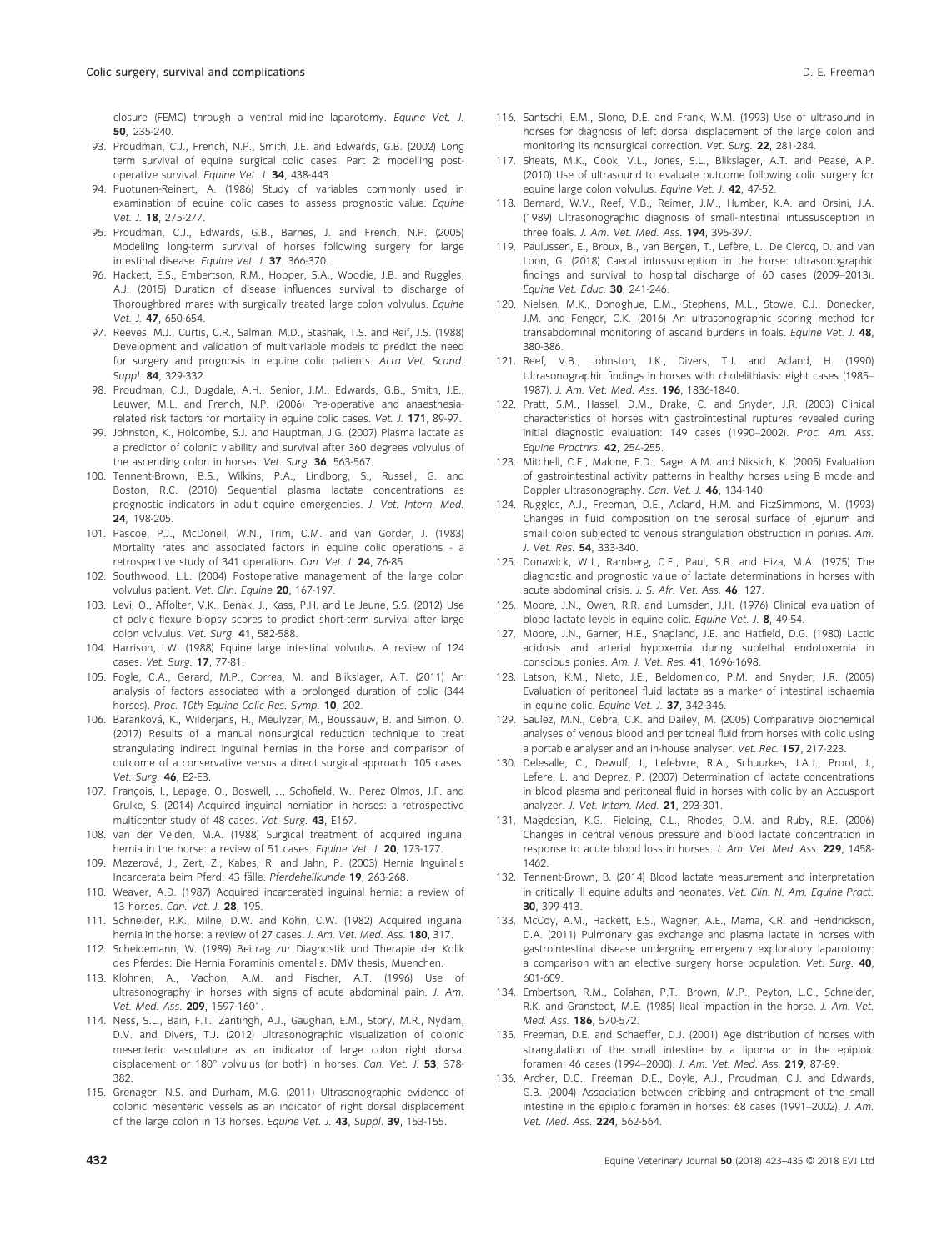closure (FEMC) through a ventral midline laparotomy. *Equine Vet. J.* **50**, 235-240.

93. Proudman, C.J., French, N.P., Smith, J.E. and Edwards, G.B. (2002) Long term survival of equine surgical colic cases. Part 2: modelling postoperative survival. *Equine Vet. J.* **34**, 438-443.
94. Puotunen-Reinert, A. (1986) Study of variables commonly used in examination of equine colic cases to assess prognostic value. *Equine Vet. J.* **18**, 275-277.
95. Proudman, C.J., Edwards, G.B., Barnes, J. and French, N.P. (2005) Modelling long-term survival of horses following surgery for large intestinal disease. *Equine Vet. J.* **37**, 366-370.
96. Hackett, E.S., Embertson, R.M., Hopper, S.A., Woodie, J.B. and Ruggles, A.J. (2015) Duration of disease influences survival to discharge of Thoroughbred mares with surgically treated large colon volvulus. *Equine Vet. J.* **47**, 650-654.
97. Reeves, M.J., Curtis, C.R., Salman, M.D., Stashak, T.S. and Reif, J.S. (1988) Development and validation of multivariable models to predict the need for surgery and prognosis in equine colic patients. *Acta Vet. Scand. Suppl.* **84**, 329-332.
98. Proudman, C.J., Dugdale, A.H., Senior, J.M., Edwards, G.B., Smith, J.E., Leuwer, M.L. and French, N.P. (2006) Pre-operative and anaesthesia-related risk factors for mortality in equine colic cases. *Vet. J.* **171**, 89-97.
99. Johnston, K., Holcombe, S.J. and Hauptman, J.G. (2007) Plasma lactate as a predictor of colonic viability and survival after 360 degrees volvulus of the ascending colon in horses. *Vet. Surg.* **36**, 563-567.
100. Tennent-Brown, B.S., Wilkins, P.A., Lindborg, S., Russell, G. and Boston, R.C. (2010) Sequential plasma lactate concentrations as prognostic indicators in adult equine emergencies. *J. Vet. Intern. Med.* **24**, 198-205.
101. Pascoe, P.J., McDonell, W.N., Trim, C.M. and van Gorder, J. (1983) Mortality rates and associated factors in equine colic operations - a retrospective study of 341 operations. *Can. Vet. J.* **24**, 76-85.
102. Southwood, L.L. (2004) Postoperative management of the large colon volvulus patient. *Vet. Clin. Equine* **20**, 167-197.
103. Levi, O., Affolter, V.K., Benak, J., Kass, P.H. and Le Jeune, S.S. (2012) Use of pelvic flexure biopsy scores to predict short-term survival after large colon volvulus. *Vet. Surg.* **41**, 582-588.
104. Harrison, I.W. (1988) Equine large intestinal volvulus. A review of 124 cases. *Vet. Surg.* **17**, 77-81.
105. Fogle, C.A., Gerard, M.P., Correa, M. and Blikslager, A.T. (2011) An analysis of factors associated with a prolonged duration of colic (344 horses). *Proc. 10th Equine Colic Res. Symp.* **10**, 202.
106. Baranková, K., Wilderjans, H., Meulyzer, M., Boussauw, B. and Simon, O. (2017) Results of a manual nonsurgical reduction technique to treat strangulating indirect inguinal hernias in the horse and comparison of outcome of a conservative versus a direct surgical approach: 105 cases. *Vet. Surg.* **46**, E2-E3.
107. François, I., Lepage, O., Boswell, J., Schofield, W., Perez Olmos, J.F. and Grulke, S. (2014) Acquired inguinal herniation in horses: a retrospective multicenter study of 48 cases. *Vet. Surg.* **43**, E167.
108. van der Velden, M.A. (1988) Surgical treatment of acquired inguinal hernia in the horse: a review of 51 cases. *Equine Vet. J.* **20**, 173-177.
109. Mezerová, J., Zert, Z., Kabes, R. and Jahn, P. (2003) Hernia Inguinalis Incarcerata beim Pferd: 43 fälle. *Pferdeheilkunde* **19**, 263-268.
110. Weaver, A.D. (1987) Acquired incarcerated inguinal hernia: a review of 13 horses. *Can. Vet. J.* **28**, 195.
111. Schneider, R.K., Milne, D.W. and Kohn, C.W. (1982) Acquired inguinal hernia in the horse: a review of 27 cases. *J. Am. Vet. Med. Ass.* **180**, 317.
112. Scheidemann, W. (1989) Beitrag zur Diagnostik und Therapie der Kolik des Pferdes: Die Hernia Foraminis omentalis. DMV thesis, Muenchen.
113. Klohnen, A., Vachon, A.M. and Fischer, A.T. (1996) Use of ultrasonography in horses with signs of acute abdominal pain. *J. Am. Vet. Med. Ass.* **209**, 1597-1601.
114. Ness, S.L., Bain, F.T., Zantingh, A.J., Gaughan, E.M., Story, M.R., Nydam, D.V. and Divers, T.J. (2012) Ultrasonographic visualization of colonic mesenteric vasculature as an indicator of large colon right dorsal displacement or 180° volvulus (or both) in horses. *Can. Vet. J.* **53**, 378-382.
115. Grenager, N.S. and Durham, M.G. (2011) Ultrasonographic evidence of colonic mesenteric vessels as an indicator of right dorsal displacement of the large colon in 13 horses. *Equine Vet. J.* **43**, *Suppl.* **39**, 153-155.
116. Santschi, E.M., Slone, D.E. and Frank, W.M. (1993) Use of ultrasound in horses for diagnosis of left dorsal displacement of the large colon and monitoring its nonsurgical correction. *Vet. Surg.* **22**, 281-284.
117. Sheats, M.K., Cook, V.L., Jones, S.L., Blikslager, A.T. and Pease, A.P. (2010) Use of ultrasound to evaluate outcome following colic surgery for equine large colon volvulus. *Equine Vet. J.* **42**, 47-52.
118. Bernard, W.V., Reef, V.B., Reimer, J.M., Humber, K.A. and Orsini, J.A. (1989) Ultrasonographic diagnosis of small-intestinal intussusception in three foals. *J. Am. Vet. Med. Ass.* **194**, 395-397.
119. Paulussen, E., Broux, B., van Bergen, T., Lefère, L., De Clercq, D. and van Loon, G. (2018) Caecal intussusception in the horse: ultrasonographic findings and survival to hospital discharge of 60 cases (2009–2013). *Equine Vet. Educ.* **30**, 241-246.
120. Nielsen, M.K., Donoghue, E.M., Stephens, M.L., Stowe, C.J., Donecker, J.M. and Fenger, C.K. (2016) An ultrasonographic scoring method for transabdominal monitoring of ascarid burdens in foals. *Equine Vet. J.* **48**, 380-386.
121. Reef, V.B., Johnston, J.K., Divers, T.J. and Acland, H. (1990) Ultrasonographic findings in horses with cholelithiasis: eight cases (1985–1987). *J. Am. Vet. Med. Ass.* **196**, 1836-1840.
122. Pratt, S.M., Hassel, D.M., Drake, C. and Snyder, J.R. (2003) Clinical characteristics of horses with gastrointestinal ruptures revealed during initial diagnostic evaluation: 149 cases (1990–2002). *Proc. Am. Ass. Equine Practnrs.* **42**, 254-255.
123. Mitchell, C.F., Malone, E.D., Sage, A.M. and Niksich, K. (2005) Evaluation of gastrointestinal activity patterns in healthy horses using B mode and Doppler ultrasonography. *Can. Vet. J.* **46**, 134-140.
124. Ruggles, A.J., Freeman, D.E., Acland, H.M. and FitzSimmons, M. (1993) Changes in fluid composition on the serosal surface of jejunum and small colon subjected to venous strangulation obstruction in ponies. *Am. J. Vet. Res.* **54**, 333-340.
125. Donawick, W.J., Ramberg, C.F., Paul, S.R. and Hiza, M.A. (1975) The diagnostic and prognostic value of lactate determinations in horses with acute abdominal crisis. *J. S. Afr. Vet. Ass.* **46**, 127.
126. Moore, J.N., Owen, R.R. and Lumsden, J.H. (1976) Clinical evaluation of blood lactate levels in equine colic. *Equine Vet. J.* **8**, 49-54.
127. Moore, J.N., Garner, H.E., Shapland, J.E. and Hatfield, D.G. (1980) Lactic acidosis and arterial hypoxemia during sublethal endotoxemia in conscious ponies. *Am. J. Vet. Res.* **41**, 1696-1698.
128. Latson, K.M., Nieto, J.E., Beldomenico, P.M. and Snyder, J.R. (2005) Evaluation of peritoneal fluid lactate as a marker of intestinal ischaemia in equine colic. *Equine Vet. J.* **37**, 342-346.
129. Saulez, M.N., Cebra, C.K. and Dailey, M. (2005) Comparative biochemical analyses of venous blood and peritoneal fluid from horses with colic using a portable analyser and an in-house analyser. *Vet. Rec.* **157**, 217-223.
130. Delesalle, C., Dewulf, J., Lefebvre, R.A., Schuurkes, J.A.J., Proot, J., Lefere, L. and Deprez, P. (2007) Determination of lactate concentrations in blood plasma and peritoneal fluid in horses with colic by an Accusport analyzer. *J. Vet. Intern. Med.* **21**, 293-301.
131. Magdesian, K.G., Fielding, C.L., Rhodes, D.M. and Ruby, R.E. (2006) Changes in central venous pressure and blood lactate concentration in response to acute blood loss in horses. *J. Am. Vet. Med. Ass.* **229**, 1458-1462.
132. Tennent-Brown, B. (2014) Blood lactate measurement and interpretation in critically ill equine adults and neonates. *Vet. Clin. N. Am. Equine Pract.* **30**, 399-413.
133. McCoy, A.M., Hackett, E.S., Wagner, A.E., Mama, K.R. and Hendrickson, D.A. (2011) Pulmonary gas exchange and plasma lactate in horses with gastrointestinal disease undergoing emergency exploratory laparotomy: a comparison with an elective surgery horse population. *Vet. Surg.* **40**, 601-609.
134. Embertson, R.M., Colahan, P.T., Brown, M.P., Peyton, L.C., Schneider, R.K. and Granstedt, M.E. (1985) Ileal impaction in the horse. *J. Am. Vet. Med. Ass.* **186**, 570-572.
135. Freeman, D.E. and Schaeffer, D.J. (2001) Age distribution of horses with strangulation of the small intestine by a lipoma or in the epiploic foramen: 46 cases (1994–2000). *J. Am. Vet. Med. Ass.* **219**, 87-89.
136. Archer, D.C., Freeman, D.E., Doyle, A.J., Proudman, C.J. and Edwards, G.B. (2004) Association between cribbing and entrapment of the small intestine in the epiploic foramen in horses: 68 cases (1991–2002). *J. Am. Vet. Med. Ass.* **224**, 562-564.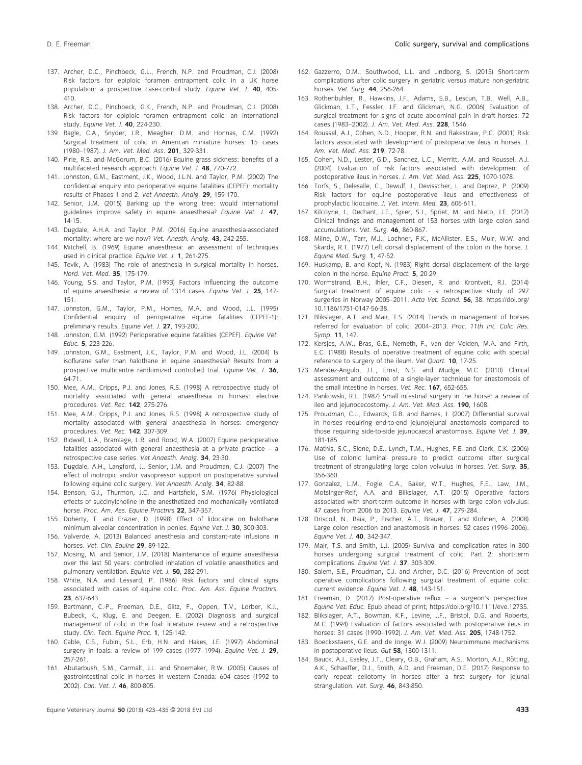137. Archer, D.C., Pinchbeck, G.L., French, N.P. and Proudman, C.J. (2008) Risk factors for epiploic foramen entrapment colic in a UK horse population: a prospective case-control study. *Equine Vet. J.* **40**, 405-410.

138. Archer, D.C., Pinchbeck, G.K., French, N.P. and Proudman, C.J. (2008) Risk factors for epiploic foramen entrapment colic: an international study. *Equine Vet. J.* **40**, 224-230.

139. Ragle, C.A., Snyder, J.R., Meagher, D.M. and Honnas, C.M. (1992) Surgical treatment of colic in American miniature horses: 15 cases (1980–1987). *J. Am. Vet. Med. Ass.* **201**, 329-331.

140. Pirie, R.S. and McGorum, B.C. (2016) Equine grass sickness: benefits of a multifaceted research approach. *Equine Vet. J.* **48**, 770-772.

141. Johnston, G.M., Eastment, J.K., Wood, J.L.N. and Taylor, P.M. (2002) The confidential enquiry into perioperative equine fatalities (CEPEF): mortality results of Phases 1 and 2. *Vet Anaesth. Analg.* **29**, 159-170.

142. Senior, J.M. (2015) Barking up the wrong tree: would international guidelines improve safety in equine anaesthesia? *Equine Vet. J.* **47**, 14-15.

143. Dugdale, A.H.A. and Taylor, P.M. (2016) Equine anaesthesia-associated mortality: where are we now? *Vet. Anesth. Analg.* **43**, 242-255.

144. Mitchell, B. (1969) Equine anaesthesia: an assessment of techniques used in clinical practice. *Equine Vet. J.* **1**, 261-275.

145. Tevik, A. (1983) The role of anesthesia in surgical mortality in horses. *Nord. Vet. Med.* **35**, 175-179.

146. Young, S.S. and Taylor, P.M. (1993) Factors influencing the outcome of equine anaesthesia: a review of 1314 cases. *Equine Vet. J.* **25**, 147-151.

147. Johnston, G.M., Taylor, P.M., Homes, M.A. and Wood, J.L. (1995) Confidential enquiry of perioperative equine fatalities (CEPEF-1): preliminary results. *Equine Vet. J.* **27**, 193-200.

148. Johnston, G.M. (1992) Perioperative equine fatalities (CEPEF). *Equine Vet. Educ.* **5**, 223-226.

149. Johnston, G.M., Eastment, J.K., Taylor, P.M. and Wood, J.L. (2004) Is isoflurane safer than halothane in equine anaesthesia? Results from a prospective multicentre randomized controlled trial. *Equine Vet. J.* **36**, 64-71.

150. Mee, A.M., Cripps, P.J. and Jones, R.S. (1998) A retrospective study of mortality associated with general anaesthesia in horses: elective procedures. *Vet. Rec.* **142**, 275-276.

151. Mee, A.M., Cripps, P.J. and Jones, R.S. (1998) A retrospective study of mortality associated with general anaesthesia in horses: emergency procedures. *Vet. Rec.* **142**, 307-309.

152. Bidwell, L.A., Bramlage, L.R. and Rood, W.A. (2007) Equine perioperative fatalities associated with general anaesthesia at a private practice – a retrospective case series. *Vet Anaesth. Analg.* **34**, 23-30.

153. Dugdale, A.H., Langford, J., Senior, J.M. and Proudman, C.J. (2007) The effect of inotropic and/or vasopressor support on postoperative survival following equine colic surgery. *Vet Anaesth. Analg.* **34**, 82-88.

154. Benson, G.J., Thurmon, J.C. and Hartsfield, S.M. (1976) Physiological effects of succinylcholine in the anesthetized and mechanically ventilated horse. *Proc. Am. Ass. Equine Practnrs* **22**, 347-357.

155. Doherty, T. and Frazier, D. (1998) Effect of lidocaine on halothane minimum alveolar concentration in ponies. *Equine Vet. J.* **30**, 300-303.

156. Valverde, A. (2013) Balanced anesthesia and constant-rate infusions in horses. *Vet. Clin. Equine* **29**, 89-122.

157. Mosing, M. and Senior, J.M. (2018) Maintenance of equine anaesthesia over the last 50 years: controlled inhalation of volatile anaesthetics and pulmonary ventilation. *Equine Vet. J.* **50**, 282-291.

158. White, N.A. and Lessard, P. (1986) Risk factors and clinical signs associated with cases of equine colic. *Proc. Am. Ass. Equine Practnrs.* **23**, 637-643.

159. Bartmann, C.-P., Freeman, D.E., Glitz, F., Oppen, T.V., Lorber, K.J., Bubeck, K., Klug, E. and Deegen, E. (2002) Diagnosis and surgical management of colic in the foal: literature review and a retrospective study. *Clin. Tech. Equine Prac.* **1**, 125-142.

160. Cable, C.S., Fubini, S.L., Erb, H.N. and Hakes, J.E. (1997) Abdominal surgery in foals: a review of 199 cases (1977–1994). *Equine Vet. J.* **29**, 257-261.

161. Abutarbush, S.M., Carmalt, J.L. and Shoemaker, R.W. (2005) Causes of gastrointestinal colic in horses in western Canada: 604 cases (1992 to 2002). *Can. Vet. J.* **46**, 800-805.

162. Gazzerro, D.M., Southwood, L.L. and Lindborg, S. (2015) Short-term complications after colic surgery in geriatric versus mature non-geriatric horses. *Vet. Surg.* **44**, 256-264.

163. Rothenbuhler, R., Hawkins, J.F., Adams, S.B., Lescun, T.B., Well, A.B., Glickman, L.T., Fessler, J.F. and Glickman, N.G. (2006) Evaluation of surgical treatment for signs of acute abdominal pain in draft horses: 72 cases (1983–2002). *J. Am. Vet. Med. Ass.* **228**, 1546.

164. Roussel, A.J., Cohen, N.D., Hooper, R.N. and Rakestraw, P.C. (2001) Risk factors associated with development of postoperative ileus in horses. *J. Am. Vet. Med. Ass.* **219**, 72-78.

165. Cohen, N.D., Lester, G.D., Sanchez, L.C., Merritt, A.M. and Roussel, A.J. (2004) Evaluation of risk factors associated with development of postoperative ileus in horses. *J. Am. Vet. Med. Ass.* **225**, 1070-1078.

166. Torfs, S., Delesalle, C., Dewulf, J., Devisscher, L. and Deprez, P. (2009) Risk factors for equine postoperative ileus and effectiveness of prophylactic lidocaine. *J. Vet. Intern. Med.* **23**, 606-611.

167. Kilcoyne, I., Dechant, J.E., Spier, S.J., Spriet, M. and Nieto, J.E. (2017) Clinical findings and management of 153 horses with large colon sand accumulations. *Vet. Surg.* **46**, 860-867.

168. Milne, D.W., Tarr, M.J., Lochner, F.K., McAllister, E.S., Muir, W.W. and Skarda, R.T. (1977) Left dorsal displacement of the colon in the horse. *J. Equine Med. Surg.* **1**, 47-52.

169. Huskamp, B. and Kopf, N. (1983) Right dorsal displacement of the large colon in the horse. *Equine Pract.* **5**, 20-29.

170. Wormstrand, B.H., Ihler, C.F., Diesen, R. and Krontveit, R.I. (2014) Surgical treatment of equine colic - a retrospective study of 297 surgeries in Norway 2005–2011. *Acta Vet. Scand.* **56**, 38. https://doi.org/10.1186/1751-0147-56-38.

171. Blikslager, A.T. and Mair, T.S. (2014) Trends in management of horses referred for evaluation of colic: 2004–2013. *Proc. 11th Int. Colic Res. Symp.* **11**, 147.

172. Kersjes, A.W., Bras, G.E., Nemeth, F., van der Velden, M.A. and Firth, E.C. (1988) Results of operative treatment of equine colic with special reference to surgery of the ileum. *Vet Quart.* **10**, 17-25.

173. Mendez-Angulo, J.L., Ernst, N.S. and Mudge, M.C. (2010) Clinical assessment and outcome of a single-layer technique for anastomosis of the small intestine in horses. *Vet. Rec.* **167**, 652-655.

174. Pankowski, R.L. (1987) Small intestinal surgery in the horse: a review of ileo and jejunocecostomy. *J. Am. Vet. Med. Ass.* **190**, 1608.

175. Proudman, C.J., Edwards, G.B. and Barnes, J. (2007) Differential survival in horses requiring end-to-end jejunojejunal anastomosis compared to those requiring side-to-side jejunocaecal anastomosis. *Equine Vet. J.* **39**, 181-185.

176. Mathis, S.C., Slone, D.E., Lynch, T.M., Hughes, F.E. and Clark, C.K. (2006) Use of colonic luminal pressure to predict outcome after surgical treatment of strangulating large colon volvulus in horses. *Vet. Surg.* **35**, 356-360.

177. Gonzalez, L.M., Fogle, C.A., Baker, W.T., Hughes, F.E., Law, J.M., Motsinger-Reif, A.A. and Blikslager, A.T. (2015) Operative factors associated with short-term outcome in horses with large colon volvulus: 47 cases from 2006 to 2013. *Equine Vet. J.* **47**, 279-284.

178. Driscoll, N., Baia, P., Fischer, A.T., Brauer, T. and Klohnen, A. (2008) Large colon resection and anastomosis in horses: 52 cases (1996–2006). *Equine Vet. J.* **40**, 342-347.

179. Mair, T.S. and Smith, L.J. (2005) Survival and complication rates in 300 horses undergoing surgical treatment of colic. Part 2: short-term complications. *Equine Vet. J.* **37**, 303-309.

180. Salem, S.E., Proudman, C.J. and Archer, D.C. (2016) Prevention of post operative complications following surgical treatment of equine colic: current evidence. *Equine Vet. J.* **48**, 143-151.

181. Freeman, D. (2017) Post-operative reflux – a surgeon's perspective. *Equine Vet. Educ.* Epub ahead of print; https://doi.org/10.1111/eve.12735.

182. Blikslager, A.T., Bowman, K.F., Levine, J.F., Bristol, D.G. and Roberts, M.C. (1994) Evaluation of factors associated with postoperative ileus in horses: 31 cases (1990–1992). *J. Am. Vet. Med. Ass.* **205**, 1748-1752.

183. Boeckxstaens, G.E. and de Jonge, W.J. (2009) Neuroimmune mechanisms in postoperative ileus. *Gut* **58**, 1300-1311.

184. Bauck, A.J., Easley, J.T., Cleary, O.B., Graham, A.S., Morton, A.J., Rötting, A.K., Schaeffer, D.J., Smith, A.D. and Freeman, D.E. (2017) Response to early repeat celiotomy in horses after a first surgery for jejunal strangulation. *Vet. Surg.* **46**, 843-850.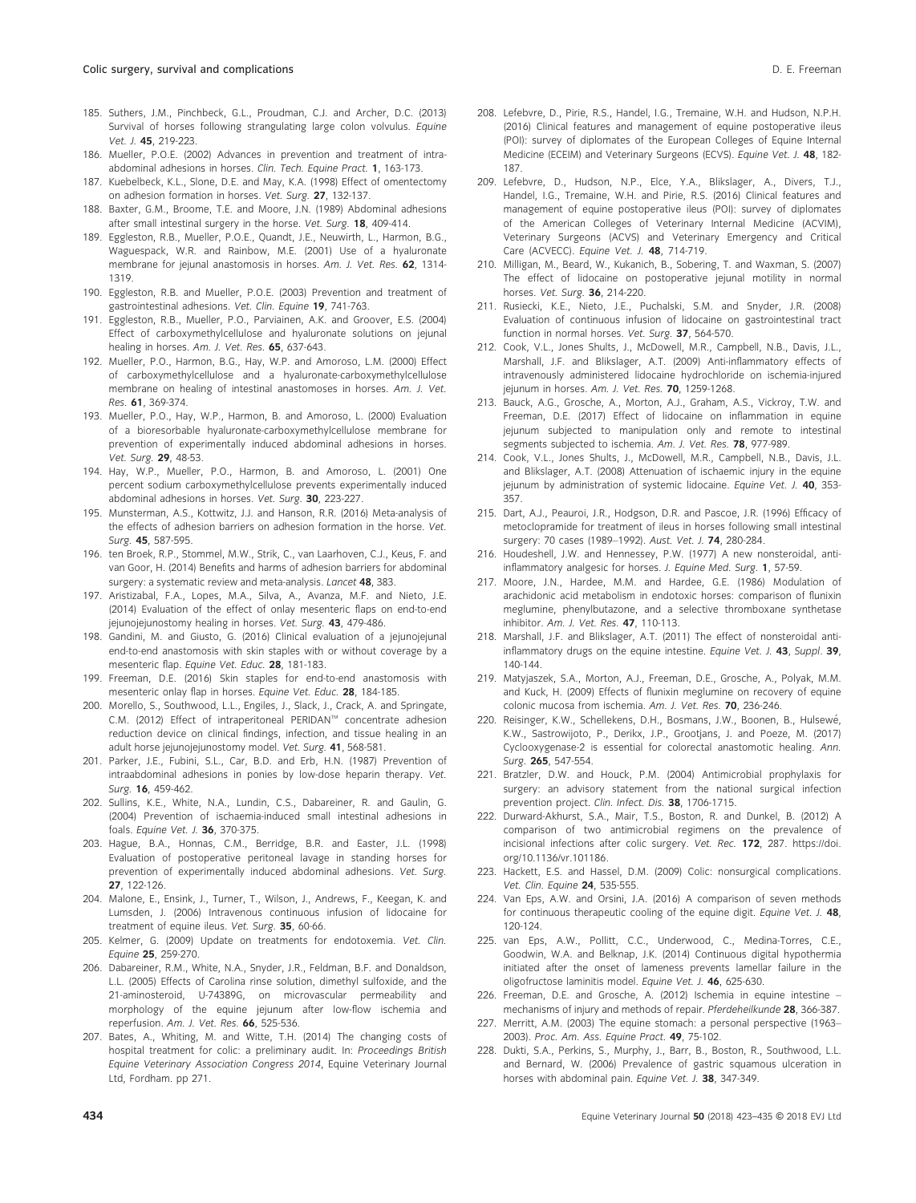185. Suthers, J.M., Pinchbeck, G.L., Proudman, C.J. and Archer, D.C. (2013) Survival of horses following strangulating large colon volvulus. *Equine Vet. J.* **45**, 219-223.
186. Mueller, P.O.E. (2002) Advances in prevention and treatment of intra-abdominal adhesions in horses. *Clin. Tech. Equine Pract.* **1**, 163-173.
187. Kuebelbeck, K.L., Slone, D.E. and May, K.A. (1998) Effect of omentectomy on adhesion formation in horses. *Vet. Surg.* **27**, 132-137.
188. Baxter, G.M., Broome, T.E. and Moore, J.N. (1989) Abdominal adhesions after small intestinal surgery in the horse. *Vet. Surg.* **18**, 409-414.
189. Eggleston, R.B., Mueller, P.O.E., Quandt, J.E., Neuwirth, L., Harmon, B.G., Waguespack, W.R. and Rainbow, M.E. (2001) Use of a hyaluronate membrane for jejunal anastomosis in horses. *Am. J. Vet. Res.* **62**, 1314-1319.
190. Eggleston, R.B. and Mueller, P.O.E. (2003) Prevention and treatment of gastrointestinal adhesions. *Vet. Clin. Equine* **19**, 741-763.
191. Eggleston, R.B., Mueller, P.O., Parviainen, A.K. and Groover, E.S. (2004) Effect of carboxymethylcellulose and hyaluronate solutions on jejunal healing in horses. *Am. J. Vet. Res.* **65**, 637-643.
192. Mueller, P.O., Harmon, B.G., Hay, W.P. and Amoroso, L.M. (2000) Effect of carboxymethylcellulose and a hyaluronate-carboxymethylcellulose membrane on healing of intestinal anastomoses in horses. *Am. J. Vet. Res.* **61**, 369-374.
193. Mueller, P.O., Hay, W.P., Harmon, B. and Amoroso, L. (2000) Evaluation of a bioresorbable hyaluronate-carboxymethylcellulose membrane for prevention of experimentally induced abdominal adhesions in horses. *Vet. Surg.* **29**, 48-53.
194. Hay, W.P., Mueller, P.O., Harmon, B. and Amoroso, L. (2001) One percent sodium carboxymethylcellulose prevents experimentally induced abdominal adhesions in horses. *Vet. Surg.* **30**, 223-227.
195. Munsterman, A.S., Kottwitz, J.J. and Hanson, R.R. (2016) Meta-analysis of the effects of adhesion barriers on adhesion formation in the horse. *Vet. Surg.* **45**, 587-595.
196. ten Broek, R.P., Stommel, M.W., Strik, C., van Laarhoven, C.J., Keus, F. and van Goor, H. (2014) Benefits and harms of adhesion barriers for abdominal surgery: a systematic review and meta-analysis. *Lancet* **48**, 383.
197. Aristizabal, F.A., Lopes, M.A., Silva, A., Avanza, M.F. and Nieto, J.E. (2014) Evaluation of the effect of onlay mesenteric flaps on end-to-end jejunojejunostomy healing in horses. *Vet. Surg.* **43**, 479-486.
198. Gandini, M. and Giusto, G. (2016) Clinical evaluation of a jejunojejunal end-to-end anastomosis with skin staples with or without coverage by a mesenteric flap. *Equine Vet. Educ.* **28**, 181-183.
199. Freeman, D.E. (2016) Skin staples for end-to-end anastomosis with mesenteric onlay flap in horses. *Equine Vet. Educ.* **28**, 184-185.
200. Morello, S., Southwood, L.L., Engiles, J., Slack, J., Crack, A. and Springate, C.M. (2012) Effect of intraperitoneal PERIDAN™ concentrate adhesion reduction device on clinical findings, infection, and tissue healing in an adult horse jejunojejunostomy model. *Vet. Surg.* **41**, 568-581.
201. Parker, J.E., Fubini, S.L., Car, B.D. and Erb, H.N. (1987) Prevention of intraabdominal adhesions in ponies by low-dose heparin therapy. *Vet. Surg.* **16**, 459-462.
202. Sullins, K.E., White, N.A., Lundin, C.S., Dabareiner, R. and Gaulin, G. (2004) Prevention of ischaemia-induced small intestinal adhesions in foals. *Equine Vet. J.* **36**, 370-375.
203. Hague, B.A., Honnas, C.M., Berridge, B.R. and Easter, J.L. (1998) Evaluation of postoperative peritoneal lavage in standing horses for prevention of experimentally induced abdominal adhesions. *Vet. Surg.* **27**, 122-126.
204. Malone, E., Ensink, J., Turner, T., Wilson, J., Andrews, F., Keegan, K. and Lumsden, J. (2006) Intravenous continuous infusion of lidocaine for treatment of equine ileus. *Vet. Surg.* **35**, 60-66.
205. Kelmer, G. (2009) Update on treatments for endotoxemia. *Vet. Clin. Equine* **25**, 259-270.
206. Dabareiner, R.M., White, N.A., Snyder, J.R., Feldman, B.F. and Donaldson, L.L. (2005) Effects of Carolina rinse solution, dimethyl sulfoxide, and the 21-aminosteroid, U-74389G, on microvascular permeability and morphology of the equine jejunum after low-flow ischemia and reperfusion. *Am. J. Vet. Res.* **66**, 525-536.
207. Bates, A., Whiting, M. and Witte, T.H. (2014) The changing costs of hospital treatment for colic: a preliminary audit. In: *Proceedings British Equine Veterinary Association Congress 2014*, Equine Veterinary Journal Ltd, Fordham. pp 271.
208. Lefebvre, D., Pirie, R.S., Handel, I.G., Tremaine, W.H. and Hudson, N.P.H. (2016) Clinical features and management of equine postoperative ileus (POI): survey of diplomates of the European Colleges of Equine Internal Medicine (ECEIM) and Veterinary Surgeons (ECVS). *Equine Vet. J.* **48**, 182-187.
209. Lefebvre, D., Hudson, N.P., Elce, Y.A., Blikslager, A., Divers, T.J., Handel, I.G., Tremaine, W.H. and Pirie, R.S. (2016) Clinical features and management of equine postoperative ileus (POI): survey of diplomates of the American Colleges of Veterinary Internal Medicine (ACVIM), Veterinary Surgeons (ACVS) and Veterinary Emergency and Critical Care (ACVECC). *Equine Vet. J.* **48**, 714-719.
210. Milligan, M., Beard, W., Kukanich, B., Sobering, T. and Waxman, S. (2007) The effect of lidocaine on postoperative jejunal motility in normal horses. *Vet. Surg.* **36**, 214-220.
211. Rusiecki, K.E., Nieto, J.E., Puchalski, S.M. and Snyder, J.R. (2008) Evaluation of continuous infusion of lidocaine on gastrointestinal tract function in normal horses. *Vet. Surg.* **37**, 564-570.
212. Cook, V.L., Jones Shults, J., McDowell, M.R., Campbell, N.B., Davis, J.L., Marshall, J.F. and Blikslager, A.T. (2009) Anti-inflammatory effects of intravenously administered lidocaine hydrochloride on ischemia-injured jejunum in horses. *Am. J. Vet. Res.* **70**, 1259-1268.
213. Bauck, A.G., Grosche, A., Morton, A.J., Graham, A.S., Vickroy, T.W. and Freeman, D.E. (2017) Effect of lidocaine on inflammation in equine jejunum subjected to manipulation only and remote to intestinal segments subjected to ischemia. *Am. J. Vet. Res.* **78**, 977-989.
214. Cook, V.L., Jones Shults, J., McDowell, M.R., Campbell, N.B., Davis, J.L. and Blikslager, A.T. (2008) Attenuation of ischaemic injury in the equine jejunum by administration of systemic lidocaine. *Equine Vet. J.* **40**, 353-357.
215. Dart, A.J., Peauroi, J.R., Hodgson, D.R. and Pascoe, J.R. (1996) Efficacy of metoclopramide for treatment of ileus in horses following small intestinal surgery: 70 cases (1989–1992). *Aust. Vet. J.* **74**, 280-284.
216. Houdeshell, J.W. and Hennessey, P.W. (1977) A new nonsteroidal, anti-inflammatory analgesic for horses. *J. Equine Med. Surg.* **1**, 57-59.
217. Moore, J.N., Hardee, M.M. and Hardee, G.E. (1986) Modulation of arachidonic acid metabolism in endotoxic horses: comparison of flunixin meglumine, phenylbutazone, and a selective thromboxane synthetase inhibitor. *Am. J. Vet. Res.* **47**, 110-113.
218. Marshall, J.F. and Blikslager, A.T. (2011) The effect of nonsteroidal anti-inflammatory drugs on the equine intestine. *Equine Vet. J.* **43**, *Suppl.* **39**, 140-144.
219. Matyjaszek, S.A., Morton, A.J., Freeman, D.E., Grosche, A., Polyak, M.M. and Kuck, H. (2009) Effects of flunixin meglumine on recovery of equine colonic mucosa from ischemia. *Am. J. Vet. Res.* **70**, 236-246.
220. Reisinger, K.W., Schellekens, D.H., Bosmans, J.W., Boonen, B., Hulsewé, K.W., Sastrowijoto, P., Derikx, J.P., Grootjans, J. and Poeze, M. (2017) Cyclooxygenase-2 is essential for colorectal anastomotic healing. *Ann. Surg.* **265**, 547-554.
221. Bratzler, D.W. and Houck, P.M. (2004) Antimicrobial prophylaxis for surgery: an advisory statement from the national surgical infection prevention project. *Clin. Infect. Dis.* **38**, 1706-1715.
222. Durward-Akhurst, S.A., Mair, T.S., Boston, R. and Dunkel, B. (2012) A comparison of two antimicrobial regimens on the prevalence of incisional infections after colic surgery. *Vet. Rec.* **172**, 287. https://doi.org/10.1136/vr.101186.
223. Hackett, E.S. and Hassel, D.M. (2009) Colic: nonsurgical complications. *Vet. Clin. Equine* **24**, 535-555.
224. Van Eps, A.W. and Orsini, J.A. (2016) A comparison of seven methods for continuous therapeutic cooling of the equine digit. *Equine Vet. J.* **48**, 120-124.
225. van Eps, A.W., Pollitt, C.C., Underwood, C., Medina-Torres, C.E., Goodwin, W.A. and Belknap, J.K. (2014) Continuous digital hypothermia initiated after the onset of lameness prevents lamellar failure in the oligofructose laminitis model. *Equine Vet. J.* **46**, 625-630.
226. Freeman, D.E. and Grosche, A. (2012) Ischemia in equine intestine – mechanisms of injury and methods of repair. *Pferdeheilkunde* **28**, 366-387.
227. Merritt, A.M. (2003) The equine stomach: a personal perspective (1963–2003). *Proc. Am. Ass. Equine Pract.* **49**, 75-102.
228. Dukti, S.A., Perkins, S., Murphy, J., Barr, B., Boston, R., Southwood, L.L. and Bernard, W. (2006) Prevalence of gastric squamous ulceration in horses with abdominal pain. *Equine Vet. J.* **38**, 347-349.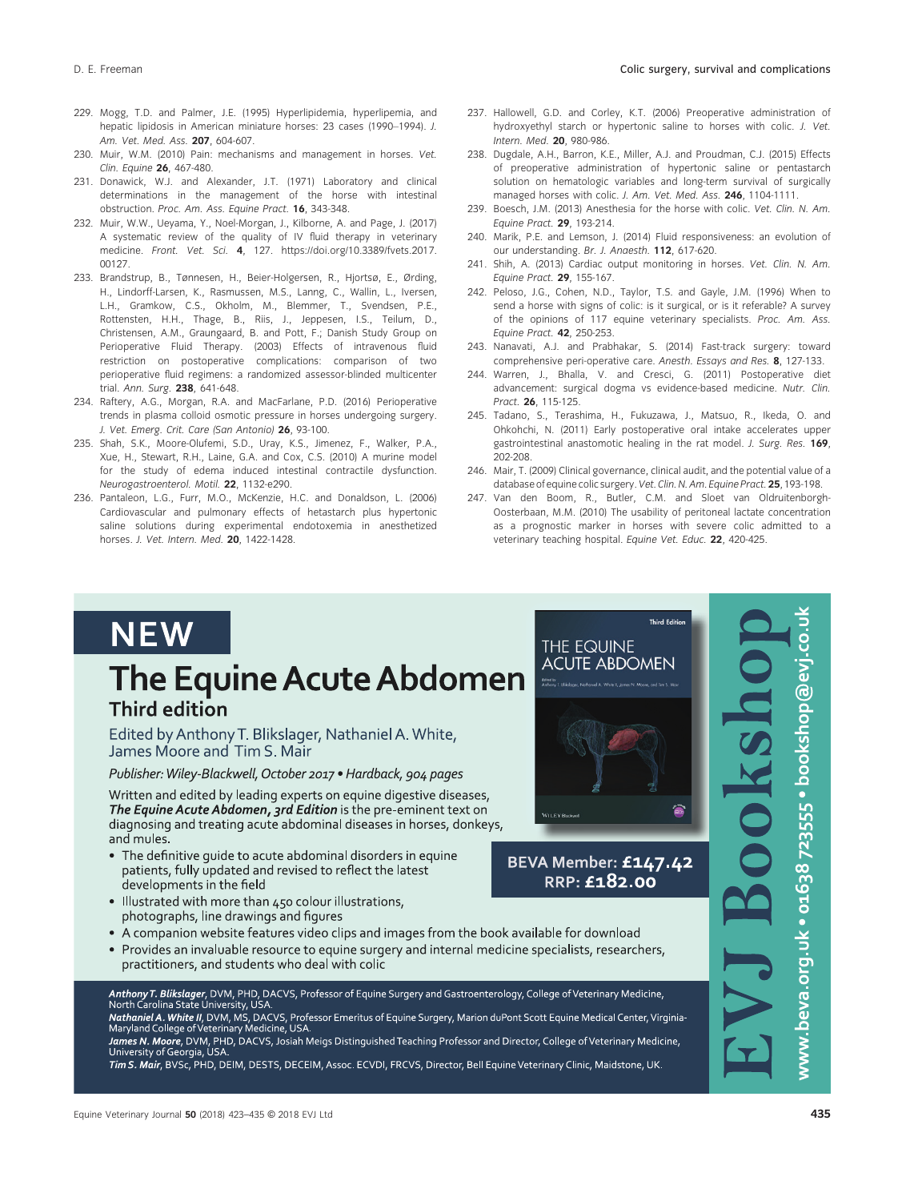229. Mogg, T.D. and Palmer, J.E. (1995) Hyperlipidemia, hyperlipemia, and hepatic lipidosis in American miniature horses: 23 cases (1990–1994). *J. Am. Vet. Med. Ass.* **207**, 604-607.

230. Muir, W.M. (2010) Pain: mechanisms and management in horses. *Vet. Clin. Equine* **26**, 467-480.

231. Donawick, W.J. and Alexander, J.T. (1971) Laboratory and clinical determinations in the management of the horse with intestinal obstruction. *Proc. Am. Ass. Equine Pract.* **16**, 343-348.

232. Muir, W.W., Ueyama, Y., Noel-Morgan, J., Kilborne, A. and Page, J. (2017) A systematic review of the quality of IV fluid therapy in veterinary medicine. *Front. Vet. Sci.* **4**, 127. https://doi.org/10.3389/fvets.2017.00127.

233. Brandstrup, B., Tønnesen, H., Beier-Holgersen, R., Hjortsø, E., Ørding, H., Lindorff-Larsen, K., Rasmussen, M.S., Lanng, C., Wallin, L., Iversen, L.H., Gramkow, C.S., Okholm, M., Blemmer, T., Svendsen, P.E., Rottensten, H.H., Thage, B., Riis, J., Jeppesen, I.S., Teilum, D., Christensen, A.M., Graungaard, B. and Pott, F.; Danish Study Group on Perioperative Fluid Therapy. (2003) Effects of intravenous fluid restriction on postoperative complications: comparison of two perioperative fluid regimens: a randomized assessor-blinded multicenter trial. *Ann. Surg.* **238**, 641-648.

234. Raftery, A.G., Morgan, R.A. and MacFarlane, P.D. (2016) Perioperative trends in plasma colloid osmotic pressure in horses undergoing surgery. *J. Vet. Emerg. Crit. Care (San Antonio)* **26**, 93-100.

235. Shah, S.K., Moore-Olufemi, S.D., Uray, K.S., Jimenez, F., Walker, P.A., Xue, H., Stewart, R.H., Laine, G.A. and Cox, C.S. (2010) A murine model for the study of edema induced intestinal contractile dysfunction. *Neurogastroenterol. Motil.* **22**, 1132-e290.

236. Pantaleon, L.G., Furr, M.O., McKenzie, H.C. and Donaldson, L. (2006) Cardiovascular and pulmonary effects of hetastarch plus hypertonic saline solutions during experimental endotoxemia in anesthetized horses. *J. Vet. Intern. Med.* **20**, 1422-1428.

237. Hallowell, G.D. and Corley, K.T. (2006) Preoperative administration of hydroxyethyl starch or hypertonic saline to horses with colic. *J. Vet. Intern. Med.* **20**, 980-986.

238. Dugdale, A.H., Barron, K.E., Miller, A.J. and Proudman, C.J. (2015) Effects of preoperative administration of hypertonic saline or pentastarch solution on hematologic variables and long-term survival of surgically managed horses with colic. *J. Am. Vet. Med. Ass.* **246**, 1104-1111.

239. Boesch, J.M. (2013) Anesthesia for the horse with colic. *Vet. Clin. N. Am. Equine Pract.* **29**, 193-214.

240. Marik, P.E. and Lemson, J. (2014) Fluid responsiveness: an evolution of our understanding. *Br. J. Anaesth.* **112**, 617-620.

241. Shih, A. (2013) Cardiac output monitoring in horses. *Vet. Clin. N. Am. Equine Pract.* **29**, 155-167.

242. Peloso, J.G., Cohen, N.D., Taylor, T.S. and Gayle, J.M. (1996) When to send a horse with signs of colic: is it surgical, or is it referable? A survey of the opinions of 117 equine veterinary specialists. *Proc. Am. Ass. Equine Pract.* **42**, 250-253.

243. Nanavati, A.J. and Prabhakar, S. (2014) Fast-track surgery: toward comprehensive peri-operative care. *Anesth. Essays and Res.* **8**, 127-133.

244. Warren, J., Bhalla, V. and Cresci, G. (2011) Postoperative diet advancement: surgical dogma vs evidence-based medicine. *Nutr. Clin. Pract.* **26**, 115-125.

245. Tadano, S., Terashima, H., Fukuzawa, J., Matsuo, R., Ikeda, O. and Ohkohchi, N. (2011) Early postoperative oral intake accelerates upper gastrointestinal anastomotic healing in the rat model. *J. Surg. Res.* **169**, 202-208.

246. Mair, T. (2009) Clinical governance, clinical audit, and the potential value of a database of equine colic surgery. *Vet. Clin. N. Am. Equine Pract.* **25**, 193-198.

247. Van den Boom, R., Butler, C.M. and Sloet van Oldruitenborgh-Oosterbaan, M.M. (2010) The usability of peritoneal lactate concentration as a prognostic marker in horses with severe colic admitted to a veterinary teaching hospital. *Equine Vet. Educ.* **22**, 420-425.

**NEW**

# The Equine Acute Abdomen

## Third edition

Edited by Anthony T. Blikslager, Nathaniel A. White, James Moore and Tim S. Mair

*Publisher: Wiley-Blackwell, October 2017 • Hardback, 904 pages*

Written and edited by leading experts on equine digestive diseases, ***The Equine Acute Abdomen, 3rd Edition*** is the pre-eminent text on diagnosing and treating acute abdominal diseases in horses, donkeys, and mules.

- The definitive guide to acute abdominal disorders in equine patients, fully updated and revised to reflect the latest developments in the field
- Illustrated with more than 450 colour illustrations, photographs, line drawings and figures
- A companion website features video clips and images from the book available for download
- Provides an invaluable resource to equine surgery and internal medicine specialists, researchers, practitioners, and students who deal with colic

**BEVA Member: £147.42**
**RRP: £182.00**

***Anthony T. Blikslager***, DVM, PHD, DACVS, Professor of Equine Surgery and Gastroenterology, College of Veterinary Medicine, North Carolina State University, USA.
***Nathaniel A. White II***, DVM, MS, DACVS, Professor Emeritus of Equine Surgery, Marion duPont Scott Equine Medical Center, Virginia-Maryland College of Veterinary Medicine, USA.
***James N. Moore***, DVM, PHD, DACVS, Josiah Meigs Distinguished Teaching Professor and Director, College of Veterinary Medicine, University of Georgia, USA.
***Tim S. Mair***, BVSc, PHD, DEIM, DESTS, DECEIM, Assoc. ECVDI, FRCVS, Director, Bell Equine Veterinary Clinic, Maidstone, UK.

**EVJ Bookshop**
www.beva.org.uk • 01638 723555 • bookshop@evj.co.uk